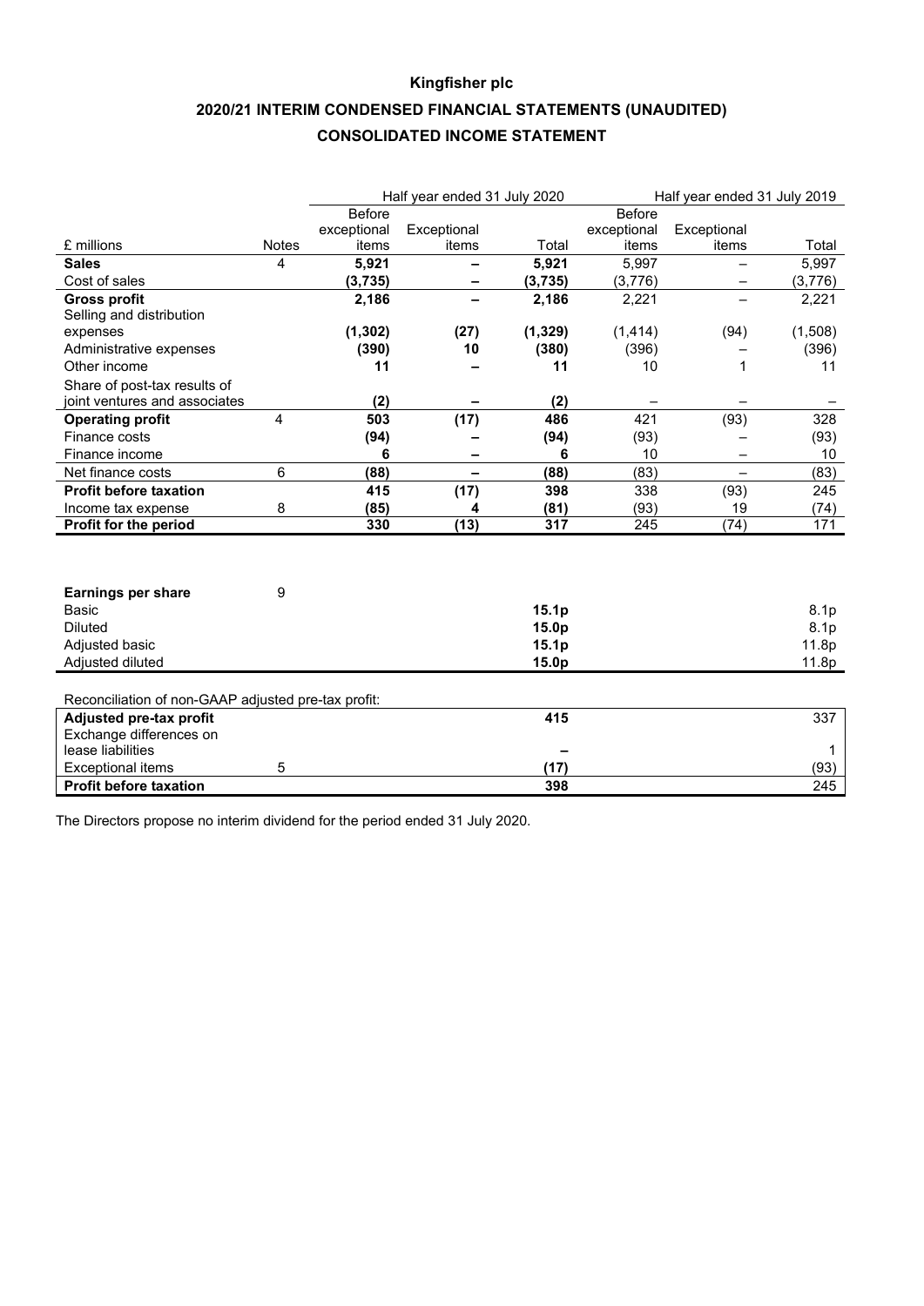# Kingfisher plc

## 2020/21 INTERIM CONDENSED FINANCIAL STATEMENTS (UNAUDITED)

## CONSOLIDATED INCOME STATEMENT

| £ millions | Notes | Half year ended 31 July 2020 Before exceptional items | Exceptional items | Total | Half year ended 31 July 2019 Before exceptional items | Exceptional items | Total |
|---|---|---|---|---|---|---|---|
| **Sales** | 4 | **5,921** | **–** | **5,921** | 5,997 | – | 5,997 |
| Cost of sales | | **(3,735)** | **–** | **(3,735)** | (3,776) | – | (3,776) |
| **Gross profit** | | **2,186** | **–** | **2,186** | 2,221 | – | 2,221 |
| Selling and distribution expenses | | **(1,302)** | **(27)** | **(1,329)** | (1,414) | (94) | (1,508) |
| Administrative expenses | | **(390)** | **10** | **(380)** | (396) | – | (396) |
| Other income | | **11** | **–** | **11** | 10 | 1 | 11 |
| Share of post-tax results of joint ventures and associates | | **(2)** | **–** | **(2)** | – | – | – |
| **Operating profit** | 4 | **503** | **(17)** | **486** | 421 | (93) | 328 |
| Finance costs | | **(94)** | **–** | **(94)** | (93) | – | (93) |
| Finance income | | **6** | **–** | **6** | 10 | – | 10 |
| Net finance costs | 6 | **(88)** | **–** | **(88)** | (83) | – | (83) |
| **Profit before taxation** | | **415** | **(17)** | **398** | 338 | (93) | 245 |
| Income tax expense | 8 | **(85)** | **4** | **(81)** | (93) | 19 | (74) |
| **Profit for the period** | | **330** | **(13)** | **317** | 245 | (74) | 171 |

| | Notes | 2020 | 2019 |
|---|---|---|---|
| **Earnings per share** | 9 | | |
| Basic | | **15.1p** | 8.1p |
| Diluted | | **15.0p** | 8.1p |
| Adjusted basic | | **15.1p** | 11.8p |
| Adjusted diluted | | **15.0p** | 11.8p |

Reconciliation of non-GAAP adjusted pre-tax profit:

| | Notes | 2020 | 2019 |
|---|---|---|---|
| **Adjusted pre-tax profit** | | **415** | 337 |
| Exchange differences on lease liabilities | | **–** | 1 |
| Exceptional items | 5 | **(17)** | (93) |
| **Profit before taxation** | | **398** | 245 |

The Directors propose no interim dividend for the period ended 31 July 2020.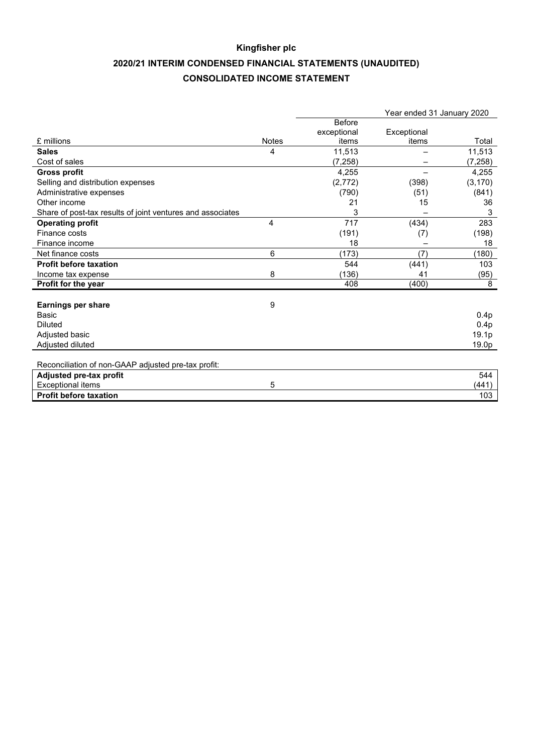**Kingfisher plc**

**2020/21 INTERIM CONDENSED FINANCIAL STATEMENTS (UNAUDITED)**

**CONSOLIDATED INCOME STATEMENT**

| | | Year ended 31 January 2020 | | |
|---|---|---|---|---|
| £ millions | Notes | Before exceptional items | Exceptional items | Total |
| **Sales** | 4 | 11,513 | – | 11,513 |
| Cost of sales | | (7,258) | – | (7,258) |
| **Gross profit** | | 4,255 | – | 4,255 |
| Selling and distribution expenses | | (2,772) | (398) | (3,170) |
| Administrative expenses | | (790) | (51) | (841) |
| Other income | | 21 | 15 | 36 |
| Share of post-tax results of joint ventures and associates | | 3 | – | 3 |
| **Operating profit** | 4 | 717 | (434) | 283 |
| Finance costs | | (191) | (7) | (198) |
| Finance income | | 18 | – | 18 |
| Net finance costs | 6 | (173) | (7) | (180) |
| **Profit before taxation** | | 544 | (441) | 103 |
| Income tax expense | 8 | (136) | 41 | (95) |
| **Profit for the year** | | 408 | (400) | 8 |
| | | | | |
| **Earnings per share** | 9 | | | |
| Basic | | | | 0.4p |
| Diluted | | | | 0.4p |
| Adjusted basic | | | | 19.1p |
| Adjusted diluted | | | | 19.0p |
| | | | | |
| Reconciliation of non-GAAP adjusted pre-tax profit: | | | | |
| **Adjusted pre-tax profit** | | | | 544 |
| Exceptional items | 5 | | | (441) |
| **Profit before taxation** | | | | 103 |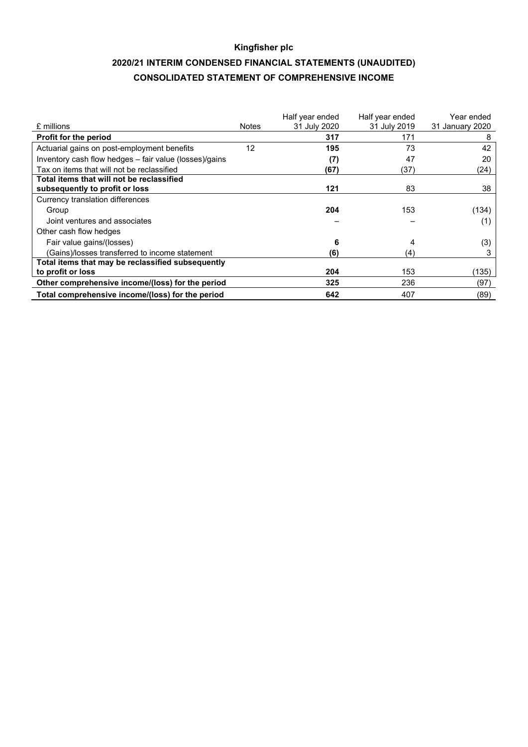**Kingfisher plc**

**2020/21 INTERIM CONDENSED FINANCIAL STATEMENTS (UNAUDITED)**

**CONSOLIDATED STATEMENT OF COMPREHENSIVE INCOME**

| £ millions | Notes | Half year ended 31 July 2020 | Half year ended 31 July 2019 | Year ended 31 January 2020 |
|---|---|---|---|---|
| **Profit for the period** | | **317** | 171 | 8 |
| Actuarial gains on post-employment benefits | 12 | **195** | 73 | 42 |
| Inventory cash flow hedges – fair value (losses)/gains | | **(7)** | 47 | 20 |
| Tax on items that will not be reclassified | | **(67)** | (37) | (24) |
| **Total items that will not be reclassified subsequently to profit or loss** | | **121** | 83 | 38 |
| Currency translation differences | | | | |
| Group | | **204** | 153 | (134) |
| Joint ventures and associates | | – | – | (1) |
| Other cash flow hedges | | | | |
| Fair value gains/(losses) | | **6** | 4 | (3) |
| (Gains)/losses transferred to income statement | | **(6)** | (4) | 3 |
| **Total items that may be reclassified subsequently to profit or loss** | | **204** | 153 | (135) |
| **Other comprehensive income/(loss) for the period** | | **325** | 236 | (97) |
| **Total comprehensive income/(loss) for the period** | | **642** | 407 | (89) |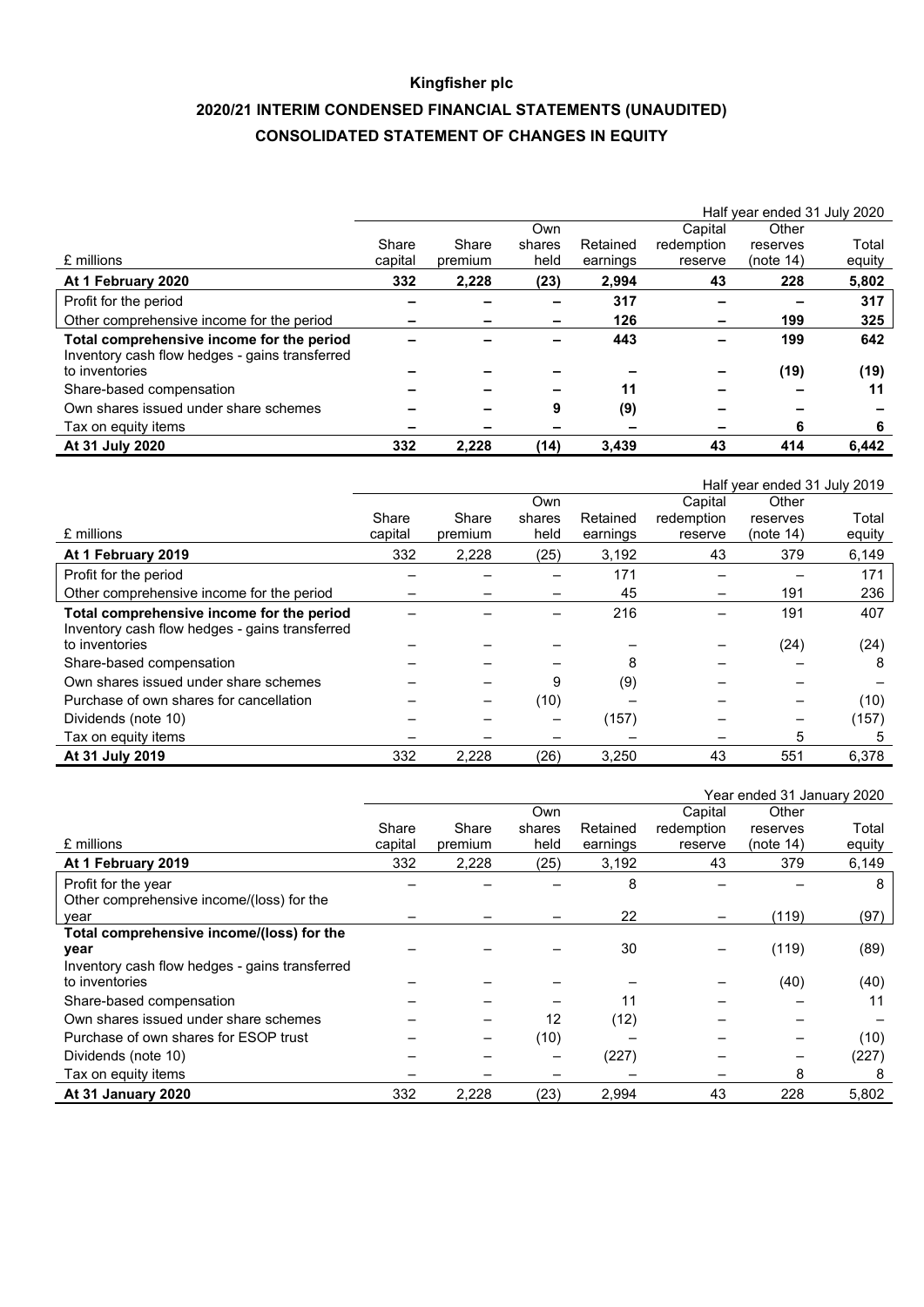# Kingfisher plc

## 2020/21 INTERIM CONDENSED FINANCIAL STATEMENTS (UNAUDITED)

## CONSOLIDATED STATEMENT OF CHANGES IN EQUITY

| | | | | | | Half year ended 31 July 2020 | |
|---|---|---|---|---|---|---|---|
| £ millions | Share capital | Share premium | Own shares held | Retained earnings | Capital redemption reserve | Other reserves (note 14) | Total equity |
| **At 1 February 2020** | **332** | **2,228** | **(23)** | **2,994** | **43** | **228** | **5,802** |
| Profit for the period | **–** | **–** | **–** | **317** | **–** | **–** | **317** |
| Other comprehensive income for the period | **–** | **–** | **–** | **126** | **–** | **199** | **325** |
| **Total comprehensive income for the period** | **–** | **–** | **–** | **443** | **–** | **199** | **642** |
| Inventory cash flow hedges - gains transferred to inventories | **–** | **–** | **–** | **–** | **–** | **(19)** | **(19)** |
| Share-based compensation | **–** | **–** | **–** | **11** | **–** | **–** | **11** |
| Own shares issued under share schemes | **–** | **–** | **9** | **(9)** | **–** | **–** | **–** |
| Tax on equity items | **–** | **–** | **–** | **–** | **–** | **6** | **6** |
| **At 31 July 2020** | **332** | **2,228** | **(14)** | **3,439** | **43** | **414** | **6,442** |

| | | | | | | Half year ended 31 July 2019 | |
|---|---|---|---|---|---|---|---|
| £ millions | Share capital | Share premium | Own shares held | Retained earnings | Capital redemption reserve | Other reserves (note 14) | Total equity |
| **At 1 February 2019** | 332 | 2,228 | (25) | 3,192 | 43 | 379 | 6,149 |
| Profit for the period | – | – | – | 171 | – | – | 171 |
| Other comprehensive income for the period | – | – | – | 45 | – | 191 | 236 |
| **Total comprehensive income for the period** | – | – | – | 216 | – | 191 | 407 |
| Inventory cash flow hedges - gains transferred to inventories | – | – | – | – | – | (24) | (24) |
| Share-based compensation | – | – | – | 8 | – | – | 8 |
| Own shares issued under share schemes | – | – | 9 | (9) | – | – | – |
| Purchase of own shares for cancellation | – | – | (10) | – | – | – | (10) |
| Dividends (note 10) | – | – | – | (157) | – | – | (157) |
| Tax on equity items | – | – | – | – | – | 5 | 5 |
| **At 31 July 2019** | 332 | 2,228 | (26) | 3,250 | 43 | 551 | 6,378 |

| | | | | | | Year ended 31 January 2020 | |
|---|---|---|---|---|---|---|---|
| £ millions | Share capital | Share premium | Own shares held | Retained earnings | Capital redemption reserve | Other reserves (note 14) | Total equity |
| **At 1 February 2019** | 332 | 2,228 | (25) | 3,192 | 43 | 379 | 6,149 |
| Profit for the year | – | – | – | 8 | – | – | 8 |
| Other comprehensive income/(loss) for the year | – | – | – | 22 | – | (119) | (97) |
| **Total comprehensive income/(loss) for the year** | – | – | – | 30 | – | (119) | (89) |
| Inventory cash flow hedges - gains transferred to inventories | – | – | – | – | – | (40) | (40) |
| Share-based compensation | – | – | – | 11 | – | – | 11 |
| Own shares issued under share schemes | – | – | 12 | (12) | – | – | – |
| Purchase of own shares for ESOP trust | – | – | (10) | – | – | – | (10) |
| Dividends (note 10) | – | – | – | (227) | – | – | (227) |
| Tax on equity items | – | – | – | – | – | 8 | 8 |
| **At 31 January 2020** | 332 | 2,228 | (23) | 2,994 | 43 | 228 | 5,802 |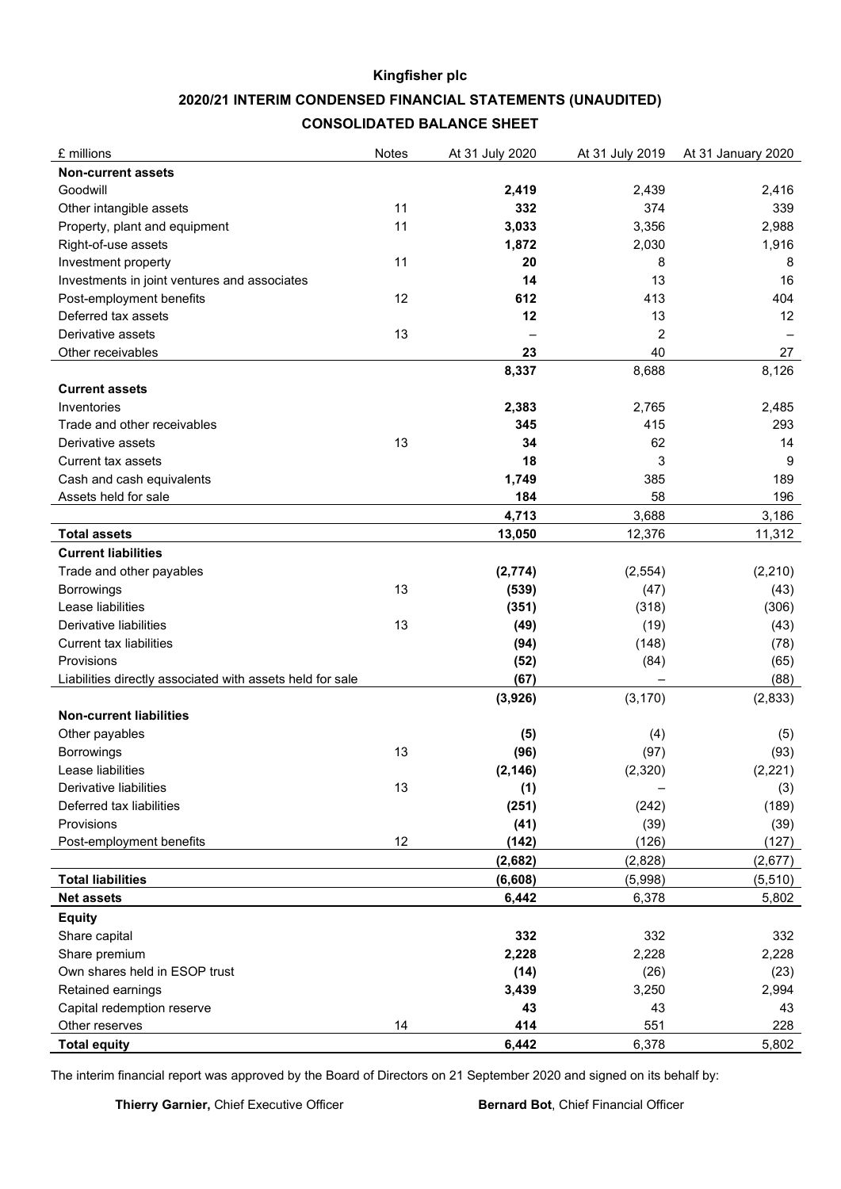# Kingfisher plc

## 2020/21 INTERIM CONDENSED FINANCIAL STATEMENTS (UNAUDITED)

## CONSOLIDATED BALANCE SHEET

| £ millions | Notes | At 31 July 2020 | At 31 July 2019 | At 31 January 2020 |
|---|---|---|---|---|
| **Non-current assets** | | | | |
| Goodwill | | **2,419** | 2,439 | 2,416 |
| Other intangible assets | 11 | **332** | 374 | 339 |
| Property, plant and equipment | 11 | **3,033** | 3,356 | 2,988 |
| Right-of-use assets | | **1,872** | 2,030 | 1,916 |
| Investment property | 11 | **20** | 8 | 8 |
| Investments in joint ventures and associates | | **14** | 13 | 16 |
| Post-employment benefits | 12 | **612** | 413 | 404 |
| Deferred tax assets | | **12** | 13 | 12 |
| Derivative assets | 13 | **–** | 2 | – |
| Other receivables | | **23** | 40 | 27 |
| | | **8,337** | 8,688 | 8,126 |
| **Current assets** | | | | |
| Inventories | | **2,383** | 2,765 | 2,485 |
| Trade and other receivables | | **345** | 415 | 293 |
| Derivative assets | 13 | **34** | 62 | 14 |
| Current tax assets | | **18** | 3 | 9 |
| Cash and cash equivalents | | **1,749** | 385 | 189 |
| Assets held for sale | | **184** | 58 | 196 |
| | | **4,713** | 3,688 | 3,186 |
| **Total assets** | | **13,050** | 12,376 | 11,312 |
| **Current liabilities** | | | | |
| Trade and other payables | | **(2,774)** | (2,554) | (2,210) |
| Borrowings | 13 | **(539)** | (47) | (43) |
| Lease liabilities | | **(351)** | (318) | (306) |
| Derivative liabilities | 13 | **(49)** | (19) | (43) |
| Current tax liabilities | | **(94)** | (148) | (78) |
| Provisions | | **(52)** | (84) | (65) |
| Liabilities directly associated with assets held for sale | | **(67)** | – | (88) |
| | | **(3,926)** | (3,170) | (2,833) |
| **Non-current liabilities** | | | | |
| Other payables | | **(5)** | (4) | (5) |
| Borrowings | 13 | **(96)** | (97) | (93) |
| Lease liabilities | | **(2,146)** | (2,320) | (2,221) |
| Derivative liabilities | 13 | **(1)** | – | (3) |
| Deferred tax liabilities | | **(251)** | (242) | (189) |
| Provisions | | **(41)** | (39) | (39) |
| Post-employment benefits | 12 | **(142)** | (126) | (127) |
| | | **(2,682)** | (2,828) | (2,677) |
| **Total liabilities** | | **(6,608)** | (5,998) | (5,510) |
| **Net assets** | | **6,442** | 6,378 | 5,802 |
| **Equity** | | | | |
| Share capital | | **332** | 332 | 332 |
| Share premium | | **2,228** | 2,228 | 2,228 |
| Own shares held in ESOP trust | | **(14)** | (26) | (23) |
| Retained earnings | | **3,439** | 3,250 | 2,994 |
| Capital redemption reserve | | **43** | 43 | 43 |
| Other reserves | 14 | **414** | 551 | 228 |
| **Total equity** | | **6,442** | 6,378 | 5,802 |

The interim financial report was approved by the Board of Directors on 21 September 2020 and signed on its behalf by:

**Thierry Garnier,** Chief Executive Officer

**Bernard Bot**, Chief Financial Officer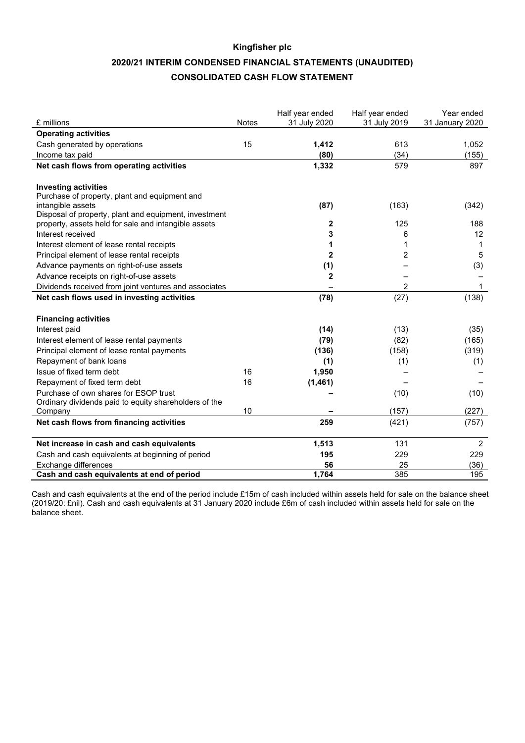**Kingfisher plc**

**2020/21 INTERIM CONDENSED FINANCIAL STATEMENTS (UNAUDITED)**

**CONSOLIDATED CASH FLOW STATEMENT**

| £ millions | Notes | Half year ended 31 July 2020 | Half year ended 31 July 2019 | Year ended 31 January 2020 |
|---|---|---|---|---|
| **Operating activities** | | | | |
| Cash generated by operations | 15 | **1,412** | 613 | 1,052 |
| Income tax paid | | **(80)** | (34) | (155) |
| **Net cash flows from operating activities** | | **1,332** | 579 | 897 |
| | | | | |
| **Investing activities** | | | | |
| Purchase of property, plant and equipment and intangible assets | | **(87)** | (163) | (342) |
| Disposal of property, plant and equipment, investment property, assets held for sale and intangible assets | | **2** | 125 | 188 |
| Interest received | | **3** | 6 | 12 |
| Interest element of lease rental receipts | | **1** | 1 | 1 |
| Principal element of lease rental receipts | | **2** | 2 | 5 |
| Advance payments on right-of-use assets | | **(1)** | – | (3) |
| Advance receipts on right-of-use assets | | **2** | – | – |
| Dividends received from joint ventures and associates | | **–** | 2 | 1 |
| **Net cash flows used in investing activities** | | **(78)** | (27) | (138) |
| | | | | |
| **Financing activities** | | | | |
| Interest paid | | **(14)** | (13) | (35) |
| Interest element of lease rental payments | | **(79)** | (82) | (165) |
| Principal element of lease rental payments | | **(136)** | (158) | (319) |
| Repayment of bank loans | | **(1)** | (1) | (1) |
| Issue of fixed term debt | 16 | **1,950** | – | – |
| Repayment of fixed term debt | 16 | **(1,461)** | – | – |
| Purchase of own shares for ESOP trust | | **–** | (10) | (10) |
| Ordinary dividends paid to equity shareholders of the Company | 10 | **–** | (157) | (227) |
| **Net cash flows from financing activities** | | **259** | (421) | (757) |
| | | | | |
| **Net increase in cash and cash equivalents** | | **1,513** | 131 | 2 |
| Cash and cash equivalents at beginning of period | | **195** | 229 | 229 |
| Exchange differences | | **56** | 25 | (36) |
| **Cash and cash equivalents at end of period** | | **1,764** | 385 | 195 |

Cash and cash equivalents at the end of the period include £15m of cash included within assets held for sale on the balance sheet (2019/20: £nil). Cash and cash equivalents at 31 January 2020 include £6m of cash included within assets held for sale on the balance sheet.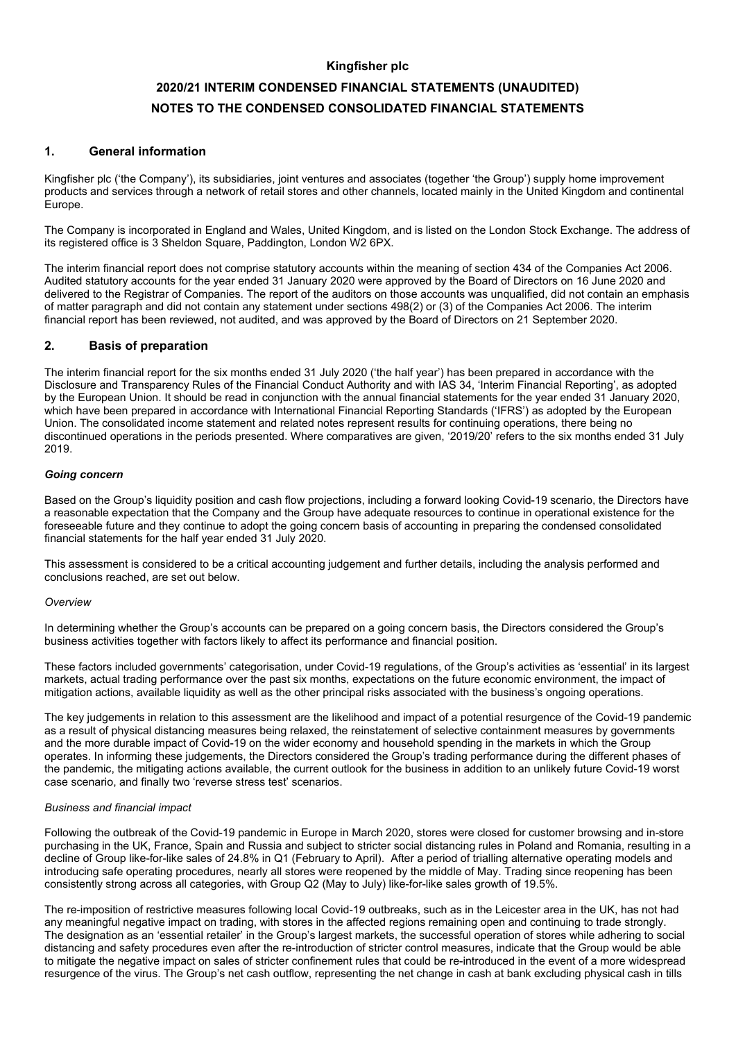**Kingfisher plc**

**2020/21 INTERIM CONDENSED FINANCIAL STATEMENTS (UNAUDITED)**

**NOTES TO THE CONDENSED CONSOLIDATED FINANCIAL STATEMENTS**

## 1. General information

Kingfisher plc ('the Company'), its subsidiaries, joint ventures and associates (together 'the Group') supply home improvement products and services through a network of retail stores and other channels, located mainly in the United Kingdom and continental Europe.

The Company is incorporated in England and Wales, United Kingdom, and is listed on the London Stock Exchange. The address of its registered office is 3 Sheldon Square, Paddington, London W2 6PX.

The interim financial report does not comprise statutory accounts within the meaning of section 434 of the Companies Act 2006. Audited statutory accounts for the year ended 31 January 2020 were approved by the Board of Directors on 16 June 2020 and delivered to the Registrar of Companies. The report of the auditors on those accounts was unqualified, did not contain an emphasis of matter paragraph and did not contain any statement under sections 498(2) or (3) of the Companies Act 2006. The interim financial report has been reviewed, not audited, and was approved by the Board of Directors on 21 September 2020.

## 2. Basis of preparation

The interim financial report for the six months ended 31 July 2020 ('the half year') has been prepared in accordance with the Disclosure and Transparency Rules of the Financial Conduct Authority and with IAS 34, 'Interim Financial Reporting', as adopted by the European Union. It should be read in conjunction with the annual financial statements for the year ended 31 January 2020, which have been prepared in accordance with International Financial Reporting Standards ('IFRS') as adopted by the European Union. The consolidated income statement and related notes represent results for continuing operations, there being no discontinued operations in the periods presented. Where comparatives are given, '2019/20' refers to the six months ended 31 July 2019.

***Going concern***

Based on the Group's liquidity position and cash flow projections, including a forward looking Covid-19 scenario, the Directors have a reasonable expectation that the Company and the Group have adequate resources to continue in operational existence for the foreseeable future and they continue to adopt the going concern basis of accounting in preparing the condensed consolidated financial statements for the half year ended 31 July 2020.

This assessment is considered to be a critical accounting judgement and further details, including the analysis performed and conclusions reached, are set out below.

*Overview*

In determining whether the Group's accounts can be prepared on a going concern basis, the Directors considered the Group's business activities together with factors likely to affect its performance and financial position.

These factors included governments' categorisation, under Covid-19 regulations, of the Group's activities as 'essential' in its largest markets, actual trading performance over the past six months, expectations on the future economic environment, the impact of mitigation actions, available liquidity as well as the other principal risks associated with the business's ongoing operations.

The key judgements in relation to this assessment are the likelihood and impact of a potential resurgence of the Covid-19 pandemic as a result of physical distancing measures being relaxed, the reinstatement of selective containment measures by governments and the more durable impact of Covid-19 on the wider economy and household spending in the markets in which the Group operates. In informing these judgements, the Directors considered the Group's trading performance during the different phases of the pandemic, the mitigating actions available, the current outlook for the business in addition to an unlikely future Covid-19 worst case scenario, and finally two 'reverse stress test' scenarios.

*Business and financial impact*

Following the outbreak of the Covid-19 pandemic in Europe in March 2020, stores were closed for customer browsing and in-store purchasing in the UK, France, Spain and Russia and subject to stricter social distancing rules in Poland and Romania, resulting in a decline of Group like-for-like sales of 24.8% in Q1 (February to April). After a period of trialling alternative operating models and introducing safe operating procedures, nearly all stores were reopened by the middle of May. Trading since reopening has been consistently strong across all categories, with Group Q2 (May to July) like-for-like sales growth of 19.5%.

The re-imposition of restrictive measures following local Covid-19 outbreaks, such as in the Leicester area in the UK, has not had any meaningful negative impact on trading, with stores in the affected regions remaining open and continuing to trade strongly. The designation as an 'essential retailer' in the Group's largest markets, the successful operation of stores while adhering to social distancing and safety procedures even after the re-introduction of stricter control measures, indicate that the Group would be able to mitigate the negative impact on sales of stricter confinement rules that could be re-introduced in the event of a more widespread resurgence of the virus. The Group's net cash outflow, representing the net change in cash at bank excluding physical cash in tills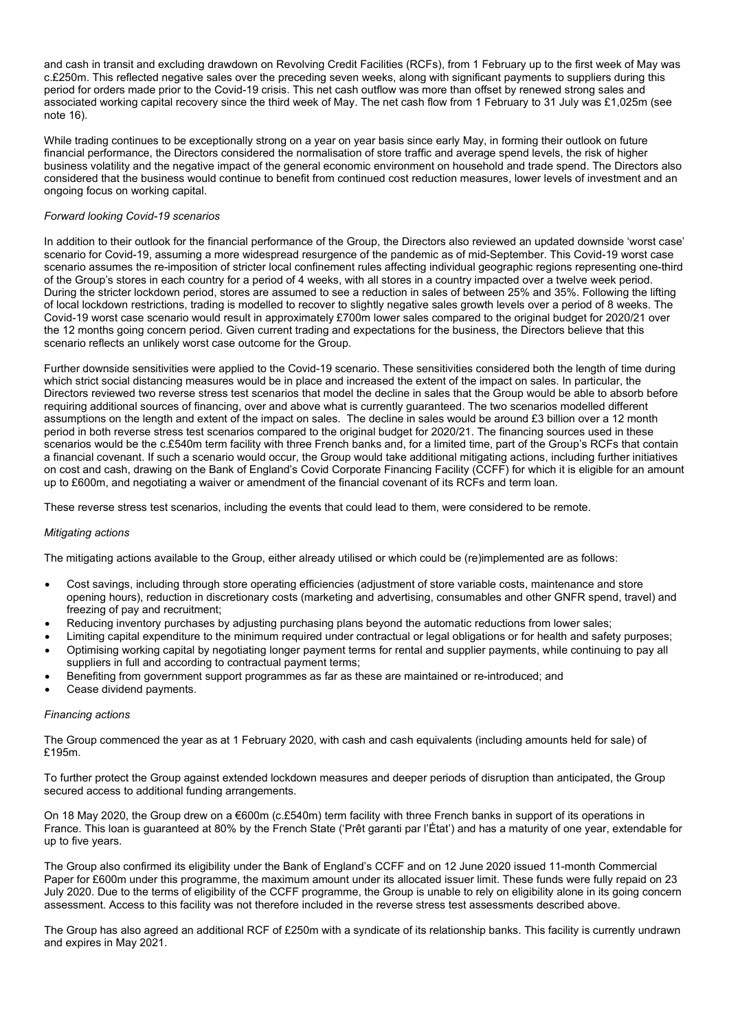and cash in transit and excluding drawdown on Revolving Credit Facilities (RCFs), from 1 February up to the first week of May was c.£250m. This reflected negative sales over the preceding seven weeks, along with significant payments to suppliers during this period for orders made prior to the Covid-19 crisis. This net cash outflow was more than offset by renewed strong sales and associated working capital recovery since the third week of May. The net cash flow from 1 February to 31 July was £1,025m (see note 16).

While trading continues to be exceptionally strong on a year on year basis since early May, in forming their outlook on future financial performance, the Directors considered the normalisation of store traffic and average spend levels, the risk of higher business volatility and the negative impact of the general economic environment on household and trade spend. The Directors also considered that the business would continue to benefit from continued cost reduction measures, lower levels of investment and an ongoing focus on working capital.

*Forward looking Covid-19 scenarios*

In addition to their outlook for the financial performance of the Group, the Directors also reviewed an updated downside 'worst case' scenario for Covid-19, assuming a more widespread resurgence of the pandemic as of mid-September. This Covid-19 worst case scenario assumes the re-imposition of stricter local confinement rules affecting individual geographic regions representing one-third of the Group's stores in each country for a period of 4 weeks, with all stores in a country impacted over a twelve week period. During the stricter lockdown period, stores are assumed to see a reduction in sales of between 25% and 35%. Following the lifting of local lockdown restrictions, trading is modelled to recover to slightly negative sales growth levels over a period of 8 weeks. The Covid-19 worst case scenario would result in approximately £700m lower sales compared to the original budget for 2020/21 over the 12 months going concern period. Given current trading and expectations for the business, the Directors believe that this scenario reflects an unlikely worst case outcome for the Group.

Further downside sensitivities were applied to the Covid-19 scenario. These sensitivities considered both the length of time during which strict social distancing measures would be in place and increased the extent of the impact on sales. In particular, the Directors reviewed two reverse stress test scenarios that model the decline in sales that the Group would be able to absorb before requiring additional sources of financing, over and above what is currently guaranteed. The two scenarios modelled different assumptions on the length and extent of the impact on sales. The decline in sales would be around £3 billion over a 12 month period in both reverse stress test scenarios compared to the original budget for 2020/21. The financing sources used in these scenarios would be the c.£540m term facility with three French banks and, for a limited time, part of the Group's RCFs that contain a financial covenant. If such a scenario would occur, the Group would take additional mitigating actions, including further initiatives on cost and cash, drawing on the Bank of England's Covid Corporate Financing Facility (CCFF) for which it is eligible for an amount up to £600m, and negotiating a waiver or amendment of the financial covenant of its RCFs and term loan.

These reverse stress test scenarios, including the events that could lead to them, were considered to be remote.

*Mitigating actions*

The mitigating actions available to the Group, either already utilised or which could be (re)implemented are as follows:

- Cost savings, including through store operating efficiencies (adjustment of store variable costs, maintenance and store opening hours), reduction in discretionary costs (marketing and advertising, consumables and other GNFR spend, travel) and freezing of pay and recruitment;
- Reducing inventory purchases by adjusting purchasing plans beyond the automatic reductions from lower sales;
- Limiting capital expenditure to the minimum required under contractual or legal obligations or for health and safety purposes;
- Optimising working capital by negotiating longer payment terms for rental and supplier payments, while continuing to pay all suppliers in full and according to contractual payment terms;
- Benefiting from government support programmes as far as these are maintained or re-introduced; and
- Cease dividend payments.

*Financing actions*

The Group commenced the year as at 1 February 2020, with cash and cash equivalents (including amounts held for sale) of £195m.

To further protect the Group against extended lockdown measures and deeper periods of disruption than anticipated, the Group secured access to additional funding arrangements.

On 18 May 2020, the Group drew on a €600m (c.£540m) term facility with three French banks in support of its operations in France. This loan is guaranteed at 80% by the French State ('Prêt garanti par l'État') and has a maturity of one year, extendable for up to five years.

The Group also confirmed its eligibility under the Bank of England's CCFF and on 12 June 2020 issued 11-month Commercial Paper for £600m under this programme, the maximum amount under its allocated issuer limit. These funds were fully repaid on 23 July 2020. Due to the terms of eligibility of the CCFF programme, the Group is unable to rely on eligibility alone in its going concern assessment. Access to this facility was not therefore included in the reverse stress test assessments described above.

The Group has also agreed an additional RCF of £250m with a syndicate of its relationship banks. This facility is currently undrawn and expires in May 2021.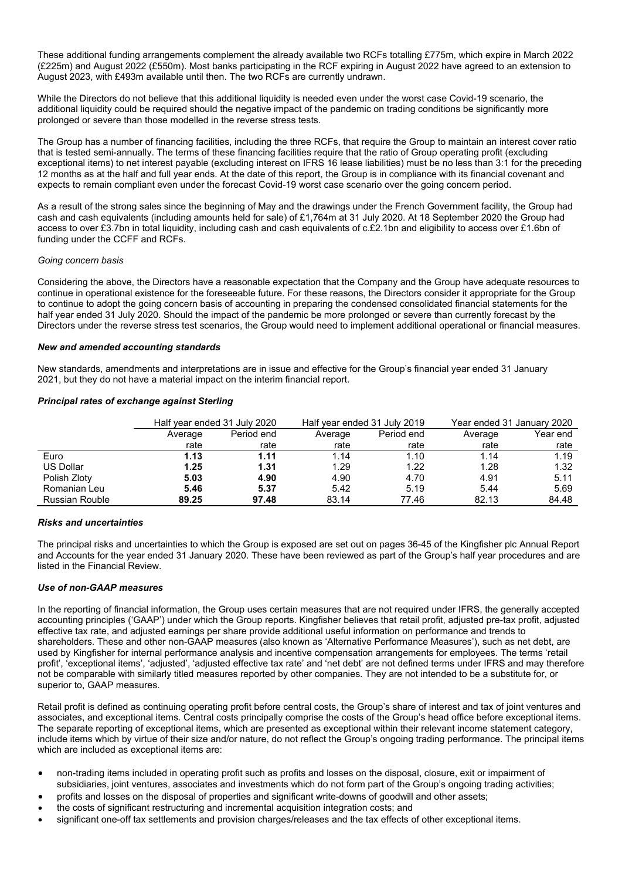These additional funding arrangements complement the already available two RCFs totalling £775m, which expire in March 2022 (£225m) and August 2022 (£550m). Most banks participating in the RCF expiring in August 2022 have agreed to an extension to August 2023, with £493m available until then. The two RCFs are currently undrawn.

While the Directors do not believe that this additional liquidity is needed even under the worst case Covid-19 scenario, the additional liquidity could be required should the negative impact of the pandemic on trading conditions be significantly more prolonged or severe than those modelled in the reverse stress tests.

The Group has a number of financing facilities, including the three RCFs, that require the Group to maintain an interest cover ratio that is tested semi-annually. The terms of these financing facilities require that the ratio of Group operating profit (excluding exceptional items) to net interest payable (excluding interest on IFRS 16 lease liabilities) must be no less than 3:1 for the preceding 12 months as at the half and full year ends. At the date of this report, the Group is in compliance with its financial covenant and expects to remain compliant even under the forecast Covid-19 worst case scenario over the going concern period.

As a result of the strong sales since the beginning of May and the drawings under the French Government facility, the Group had cash and cash equivalents (including amounts held for sale) of £1,764m at 31 July 2020. At 18 September 2020 the Group had access to over £3.7bn in total liquidity, including cash and cash equivalents of c.£2.1bn and eligibility to access over £1.6bn of funding under the CCFF and RCFs.

*Going concern basis*

Considering the above, the Directors have a reasonable expectation that the Company and the Group have adequate resources to continue in operational existence for the foreseeable future. For these reasons, the Directors consider it appropriate for the Group to continue to adopt the going concern basis of accounting in preparing the condensed consolidated financial statements for the half year ended 31 July 2020. Should the impact of the pandemic be more prolonged or severe than currently forecast by the Directors under the reverse stress test scenarios, the Group would need to implement additional operational or financial measures.

***New and amended accounting standards***

New standards, amendments and interpretations are in issue and effective for the Group's financial year ended 31 January 2021, but they do not have a material impact on the interim financial report.

***Principal rates of exchange against Sterling***

| | Half year ended 31 July 2020 | | Half year ended 31 July 2019 | | Year ended 31 January 2020 | |
|---|---|---|---|---|---|---|
| | Average rate | Period end rate | Average rate | Period end rate | Average rate | Year end rate |
| Euro | **1.13** | **1.11** | 1.14 | 1.10 | 1.14 | 1.19 |
| US Dollar | **1.25** | **1.31** | 1.29 | 1.22 | 1.28 | 1.32 |
| Polish Zloty | **5.03** | **4.90** | 4.90 | 4.70 | 4.91 | 5.11 |
| Romanian Leu | **5.46** | **5.37** | 5.42 | 5.19 | 5.44 | 5.69 |
| Russian Rouble | **89.25** | **97.48** | 83.14 | 77.46 | 82.13 | 84.48 |

***Risks and uncertainties***

The principal risks and uncertainties to which the Group is exposed are set out on pages 36-45 of the Kingfisher plc Annual Report and Accounts for the year ended 31 January 2020. These have been reviewed as part of the Group's half year procedures and are listed in the Financial Review.

***Use of non-GAAP measures***

In the reporting of financial information, the Group uses certain measures that are not required under IFRS, the generally accepted accounting principles ('GAAP') under which the Group reports. Kingfisher believes that retail profit, adjusted pre-tax profit, adjusted effective tax rate, and adjusted earnings per share provide additional useful information on performance and trends to shareholders. These and other non-GAAP measures (also known as 'Alternative Performance Measures'), such as net debt, are used by Kingfisher for internal performance analysis and incentive compensation arrangements for employees. The terms 'retail profit', 'exceptional items', 'adjusted', 'adjusted effective tax rate' and 'net debt' are not defined terms under IFRS and may therefore not be comparable with similarly titled measures reported by other companies. They are not intended to be a substitute for, or superior to, GAAP measures.

Retail profit is defined as continuing operating profit before central costs, the Group's share of interest and tax of joint ventures and associates, and exceptional items. Central costs principally comprise the costs of the Group's head office before exceptional items. The separate reporting of exceptional items, which are presented as exceptional within their relevant income statement category, include items which by virtue of their size and/or nature, do not reflect the Group's ongoing trading performance. The principal items which are included as exceptional items are:

- non-trading items included in operating profit such as profits and losses on the disposal, closure, exit or impairment of subsidiaries, joint ventures, associates and investments which do not form part of the Group's ongoing trading activities;
- profits and losses on the disposal of properties and significant write-downs of goodwill and other assets;
- the costs of significant restructuring and incremental acquisition integration costs; and
- significant one-off tax settlements and provision charges/releases and the tax effects of other exceptional items.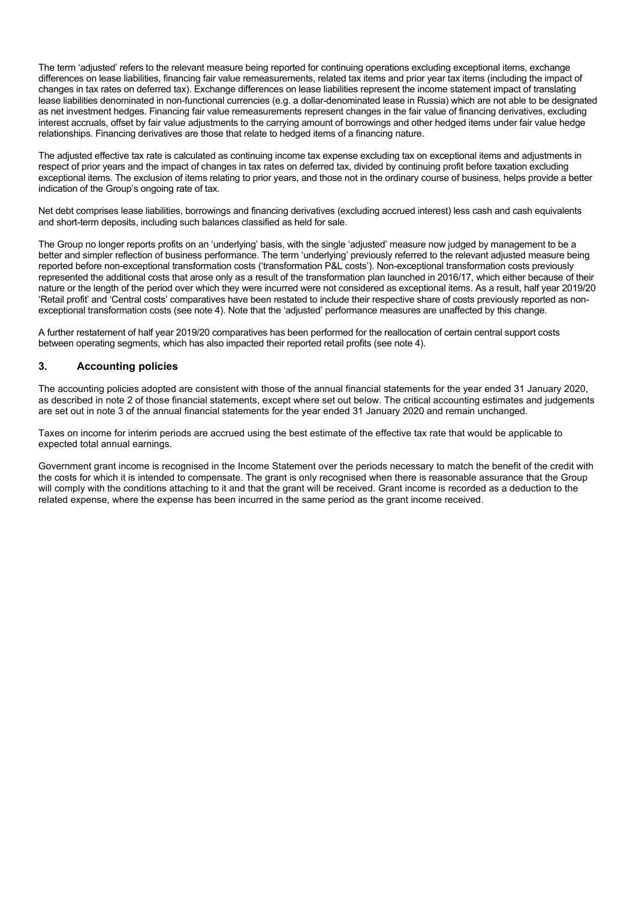The term 'adjusted' refers to the relevant measure being reported for continuing operations excluding exceptional items, exchange differences on lease liabilities, financing fair value remeasurements, related tax items and prior year tax items (including the impact of changes in tax rates on deferred tax). Exchange differences on lease liabilities represent the income statement impact of translating lease liabilities denominated in non-functional currencies (e.g. a dollar-denominated lease in Russia) which are not able to be designated as net investment hedges. Financing fair value remeasurements represent changes in the fair value of financing derivatives, excluding interest accruals, offset by fair value adjustments to the carrying amount of borrowings and other hedged items under fair value hedge relationships. Financing derivatives are those that relate to hedged items of a financing nature.

The adjusted effective tax rate is calculated as continuing income tax expense excluding tax on exceptional items and adjustments in respect of prior years and the impact of changes in tax rates on deferred tax, divided by continuing profit before taxation excluding exceptional items. The exclusion of items relating to prior years, and those not in the ordinary course of business, helps provide a better indication of the Group's ongoing rate of tax.

Net debt comprises lease liabilities, borrowings and financing derivatives (excluding accrued interest) less cash and cash equivalents and short-term deposits, including such balances classified as held for sale.

The Group no longer reports profits on an 'underlying' basis, with the single 'adjusted' measure now judged by management to be a better and simpler reflection of business performance. The term 'underlying' previously referred to the relevant adjusted measure being reported before non-exceptional transformation costs ('transformation P&L costs'). Non-exceptional transformation costs previously represented the additional costs that arose only as a result of the transformation plan launched in 2016/17, which either because of their nature or the length of the period over which they were incurred were not considered as exceptional items. As a result, half year 2019/20 'Retail profit' and 'Central costs' comparatives have been restated to include their respective share of costs previously reported as non-exceptional transformation costs (see note 4). Note that the 'adjusted' performance measures are unaffected by this change.

A further restatement of half year 2019/20 comparatives has been performed for the reallocation of certain central support costs between operating segments, which has also impacted their reported retail profits (see note 4).

## 3. Accounting policies

The accounting policies adopted are consistent with those of the annual financial statements for the year ended 31 January 2020, as described in note 2 of those financial statements, except where set out below. The critical accounting estimates and judgements are set out in note 3 of the annual financial statements for the year ended 31 January 2020 and remain unchanged.

Taxes on income for interim periods are accrued using the best estimate of the effective tax rate that would be applicable to expected total annual earnings.

Government grant income is recognised in the Income Statement over the periods necessary to match the benefit of the credit with the costs for which it is intended to compensate. The grant is only recognised when there is reasonable assurance that the Group will comply with the conditions attaching to it and that the grant will be received. Grant income is recorded as a deduction to the related expense, where the expense has been incurred in the same period as the grant income received.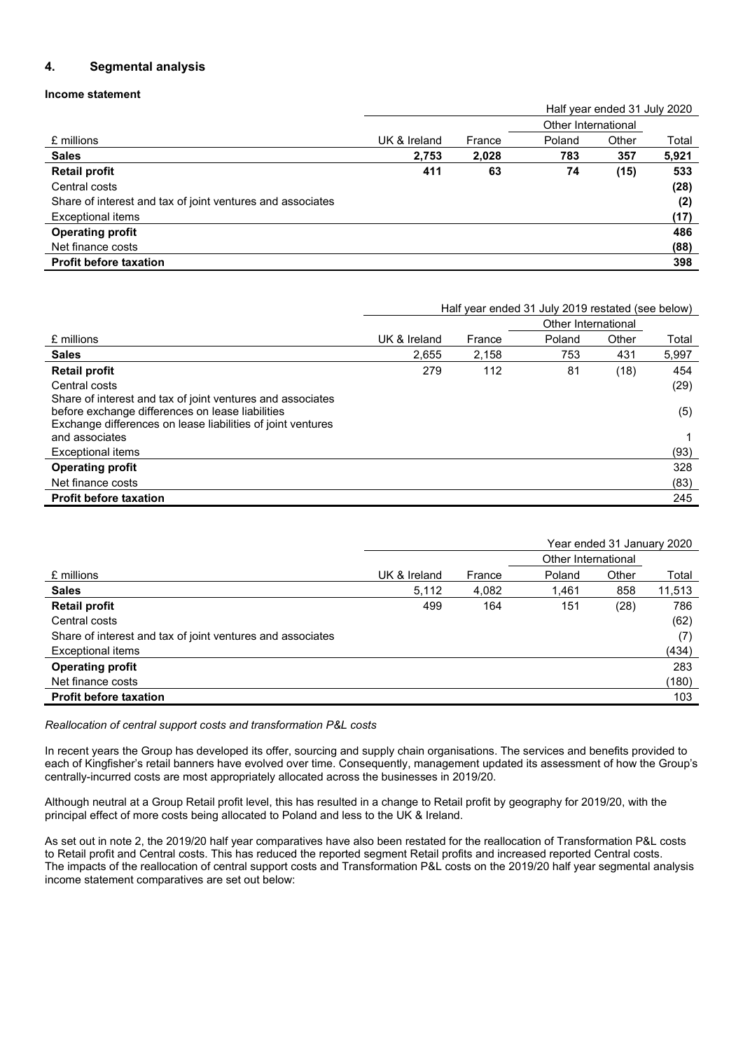## 4. Segmental analysis

### Income statement

| | Half year ended 31 July 2020 | | | | |
|---|---|---|---|---|---|
| | | | Other International | | |
| £ millions | UK & Ireland | France | Poland | Other | Total |
| **Sales** | **2,753** | **2,028** | **783** | **357** | **5,921** |
| **Retail profit** | **411** | **63** | **74** | **(15)** | **533** |
| Central costs | | | | | **(28)** |
| Share of interest and tax of joint ventures and associates | | | | | **(2)** |
| Exceptional items | | | | | **(17)** |
| **Operating profit** | | | | | **486** |
| Net finance costs | | | | | **(88)** |
| **Profit before taxation** | | | | | **398** |

| | Half year ended 31 July 2019 restated (see below) | | | | |
|---|---|---|---|---|---|
| | | | Other International | | |
| £ millions | UK & Ireland | France | Poland | Other | Total |
| **Sales** | 2,655 | 2,158 | 753 | 431 | 5,997 |
| **Retail profit** | 279 | 112 | 81 | (18) | 454 |
| Central costs | | | | | (29) |
| Share of interest and tax of joint ventures and associates before exchange differences on lease liabilities | | | | | (5) |
| Exchange differences on lease liabilities of joint ventures and associates | | | | | 1 |
| Exceptional items | | | | | (93) |
| **Operating profit** | | | | | 328 |
| Net finance costs | | | | | (83) |
| **Profit before taxation** | | | | | 245 |

| | Year ended 31 January 2020 | | | | |
|---|---|---|---|---|---|
| | | | Other International | | |
| £ millions | UK & Ireland | France | Poland | Other | Total |
| **Sales** | 5,112 | 4,082 | 1,461 | 858 | 11,513 |
| **Retail profit** | 499 | 164 | 151 | (28) | 786 |
| Central costs | | | | | (62) |
| Share of interest and tax of joint ventures and associates | | | | | (7) |
| Exceptional items | | | | | (434) |
| **Operating profit** | | | | | 283 |
| Net finance costs | | | | | (180) |
| **Profit before taxation** | | | | | 103 |

*Reallocation of central support costs and transformation P&L costs*

In recent years the Group has developed its offer, sourcing and supply chain organisations. The services and benefits provided to each of Kingfisher's retail banners have evolved over time. Consequently, management updated its assessment of how the Group's centrally-incurred costs are most appropriately allocated across the businesses in 2019/20.

Although neutral at a Group Retail profit level, this has resulted in a change to Retail profit by geography for 2019/20, with the principal effect of more costs being allocated to Poland and less to the UK & Ireland.

As set out in note 2, the 2019/20 half year comparatives have also been restated for the reallocation of Transformation P&L costs to Retail profit and Central costs. This has reduced the reported segment Retail profits and increased reported Central costs. The impacts of the reallocation of central support costs and Transformation P&L costs on the 2019/20 half year segmental analysis income statement comparatives are set out below: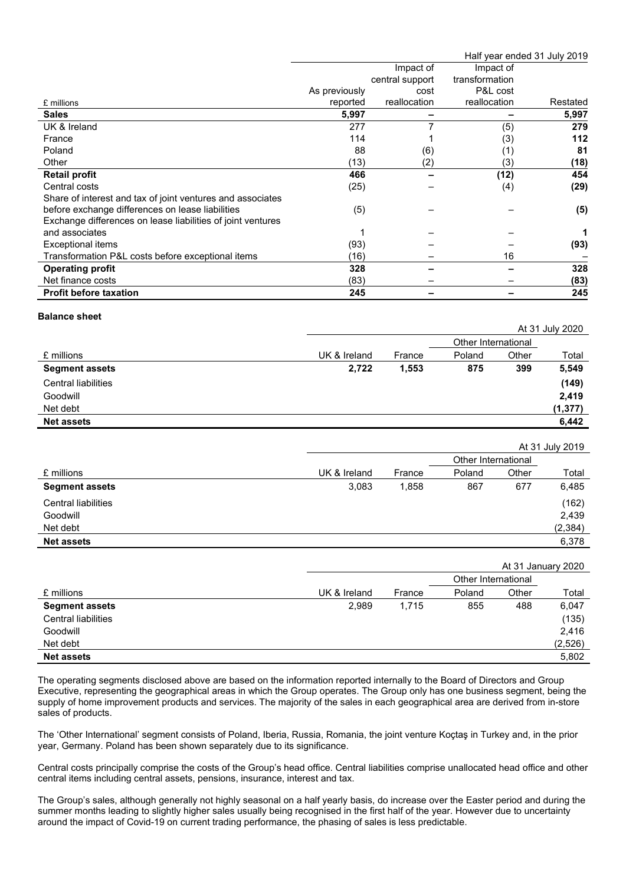| £ millions | As previously reported | Impact of central support cost reallocation | Impact of transformation P&L cost reallocation | Restated |
|---|---|---|---|---|
| | | | | Half year ended 31 July 2019 |
| **Sales** | **5,997** | **–** | **–** | **5,997** |
| UK & Ireland | 277 | 7 | (5) | **279** |
| France | 114 | 1 | (3) | **112** |
| Poland | 88 | (6) | (1) | **81** |
| Other | (13) | (2) | (3) | **(18)** |
| **Retail profit** | **466** | **–** | **(12)** | **454** |
| Central costs | (25) | – | (4) | **(29)** |
| Share of interest and tax of joint ventures and associates before exchange differences on lease liabilities | (5) | – | – | **(5)** |
| Exchange differences on lease liabilities of joint ventures and associates | 1 | – | – | **1** |
| Exceptional items | (93) | – | – | **(93)** |
| Transformation P&L costs before exceptional items | (16) | – | 16 | **–** |
| **Operating profit** | **328** | **–** | **–** | **328** |
| Net finance costs | (83) | – | – | **(83)** |
| **Profit before taxation** | **245** | **–** | **–** | **245** |

**Balance sheet**

| | | | At 31 July 2020 | | |
|---|---|---|---|---|---|
| | | | Other International | | |
| £ millions | UK & Ireland | France | Poland | Other | Total |
| **Segment assets** | **2,722** | **1,553** | **875** | **399** | **5,549** |
| Central liabilities | | | | | **(149)** |
| Goodwill | | | | | **2,419** |
| Net debt | | | | | **(1,377)** |
| **Net assets** | | | | | **6,442** |

| | | | At 31 July 2019 | | |
|---|---|---|---|---|---|
| | | | Other International | | |
| £ millions | UK & Ireland | France | Poland | Other | Total |
| **Segment assets** | 3,083 | 1,858 | 867 | 677 | 6,485 |
| Central liabilities | | | | | (162) |
| Goodwill | | | | | 2,439 |
| Net debt | | | | | (2,384) |
| **Net assets** | | | | | 6,378 |

| | | | At 31 January 2020 | | |
|---|---|---|---|---|---|
| | | | Other International | | |
| £ millions | UK & Ireland | France | Poland | Other | Total |
| **Segment assets** | 2,989 | 1,715 | 855 | 488 | 6,047 |
| Central liabilities | | | | | (135) |
| Goodwill | | | | | 2,416 |
| Net debt | | | | | (2,526) |
| **Net assets** | | | | | 5,802 |

The operating segments disclosed above are based on the information reported internally to the Board of Directors and Group Executive, representing the geographical areas in which the Group operates. The Group only has one business segment, being the supply of home improvement products and services. The majority of the sales in each geographical area are derived from in-store sales of products.

The 'Other International' segment consists of Poland, Iberia, Russia, Romania, the joint venture Koçtaş in Turkey and, in the prior year, Germany. Poland has been shown separately due to its significance.

Central costs principally comprise the costs of the Group's head office. Central liabilities comprise unallocated head office and other central items including central assets, pensions, insurance, interest and tax.

The Group's sales, although generally not highly seasonal on a half yearly basis, do increase over the Easter period and during the summer months leading to slightly higher sales usually being recognised in the first half of the year. However due to uncertainty around the impact of Covid-19 on current trading performance, the phasing of sales is less predictable.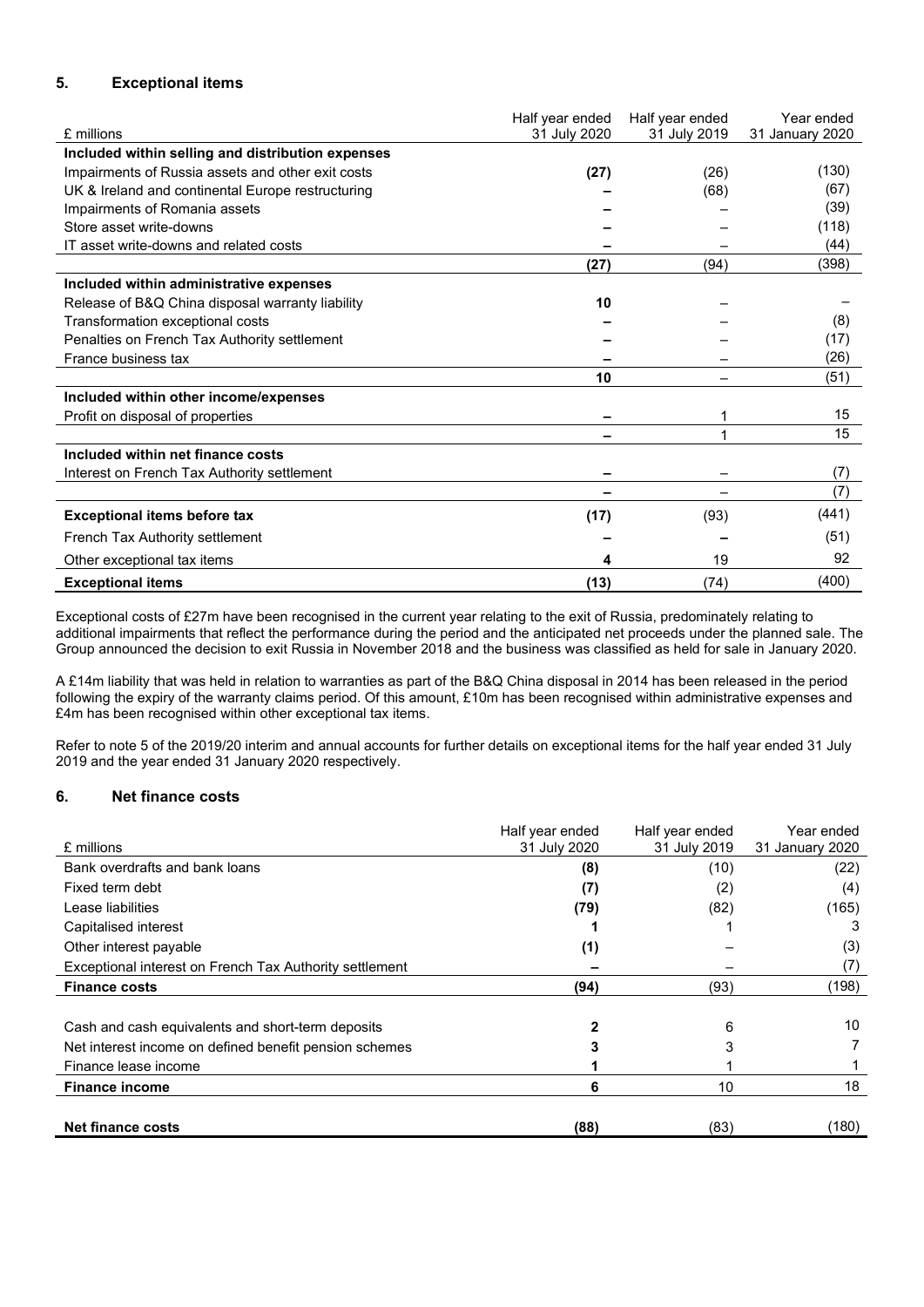## 5. Exceptional items

| £ millions | Half year ended 31 July 2020 | Half year ended 31 July 2019 | Year ended 31 January 2020 |
|---|---|---|---|
| **Included within selling and distribution expenses** | | | |
| Impairments of Russia assets and other exit costs | **(27)** | (26) | (130) |
| UK & Ireland and continental Europe restructuring | **–** | (68) | (67) |
| Impairments of Romania assets | **–** | – | (39) |
| Store asset write-downs | **–** | – | (118) |
| IT asset write-downs and related costs | **–** | – | (44) |
| | **(27)** | (94) | (398) |
| **Included within administrative expenses** | | | |
| Release of B&Q China disposal warranty liability | **10** | – | – |
| Transformation exceptional costs | **–** | – | (8) |
| Penalties on French Tax Authority settlement | **–** | – | (17) |
| France business tax | **–** | – | (26) |
| | **10** | – | (51) |
| **Included within other income/expenses** | | | |
| Profit on disposal of properties | **–** | 1 | 15 |
| | **–** | 1 | 15 |
| **Included within net finance costs** | | | |
| Interest on French Tax Authority settlement | **–** | – | (7) |
| | **–** | – | (7) |
| **Exceptional items before tax** | **(17)** | (93) | (441) |
| French Tax Authority settlement | **–** | – | (51) |
| Other exceptional tax items | **4** | 19 | 92 |
| **Exceptional items** | **(13)** | (74) | (400) |

Exceptional costs of £27m have been recognised in the current year relating to the exit of Russia, predominately relating to additional impairments that reflect the performance during the period and the anticipated net proceeds under the planned sale. The Group announced the decision to exit Russia in November 2018 and the business was classified as held for sale in January 2020.

A £14m liability that was held in relation to warranties as part of the B&Q China disposal in 2014 has been released in the period following the expiry of the warranty claims period. Of this amount, £10m has been recognised within administrative expenses and £4m has been recognised within other exceptional tax items.

Refer to note 5 of the 2019/20 interim and annual accounts for further details on exceptional items for the half year ended 31 July 2019 and the year ended 31 January 2020 respectively.

## 6. Net finance costs

| £ millions | Half year ended 31 July 2020 | Half year ended 31 July 2019 | Year ended 31 January 2020 |
|---|---|---|---|
| Bank overdrafts and bank loans | **(8)** | (10) | (22) |
| Fixed term debt | **(7)** | (2) | (4) |
| Lease liabilities | **(79)** | (82) | (165) |
| Capitalised interest | **1** | 1 | 3 |
| Other interest payable | **(1)** | – | (3) |
| Exceptional interest on French Tax Authority settlement | **–** | – | (7) |
| **Finance costs** | **(94)** | (93) | (198) |
| | | | |
| Cash and cash equivalents and short-term deposits | **2** | 6 | 10 |
| Net interest income on defined benefit pension schemes | **3** | 3 | 7 |
| Finance lease income | **1** | 1 | 1 |
| **Finance income** | **6** | 10 | 18 |
| | | | |
| **Net finance costs** | **(88)** | (83) | (180) |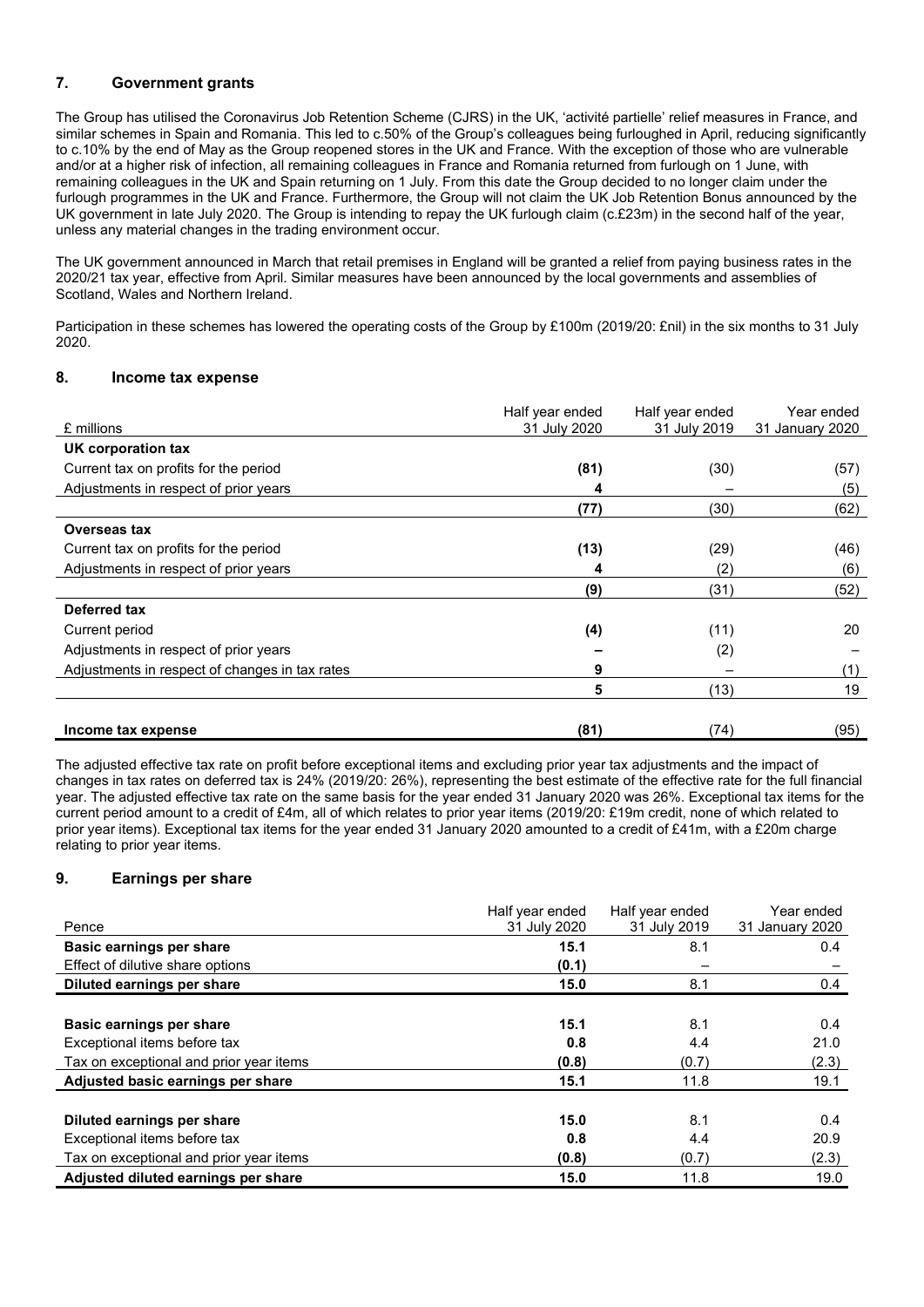## 7. Government grants

The Group has utilised the Coronavirus Job Retention Scheme (CJRS) in the UK, 'activité partielle' relief measures in France, and similar schemes in Spain and Romania. This led to c.50% of the Group's colleagues being furloughed in April, reducing significantly to c.10% by the end of May as the Group reopened stores in the UK and France. With the exception of those who are vulnerable and/or at a higher risk of infection, all remaining colleagues in France and Romania returned from furlough on 1 June, with remaining colleagues in the UK and Spain returning on 1 July. From this date the Group decided to no longer claim under the furlough programmes in the UK and France. Furthermore, the Group will not claim the UK Job Retention Bonus announced by the UK government in late July 2020. The Group is intending to repay the UK furlough claim (c.£23m) in the second half of the year, unless any material changes in the trading environment occur.

The UK government announced in March that retail premises in England will be granted a relief from paying business rates in the 2020/21 tax year, effective from April. Similar measures have been announced by the local governments and assemblies of Scotland, Wales and Northern Ireland.

Participation in these schemes has lowered the operating costs of the Group by £100m (2019/20: £nil) in the six months to 31 July 2020.

## 8. Income tax expense

| £ millions | Half year ended 31 July 2020 | Half year ended 31 July 2019 | Year ended 31 January 2020 |
|---|---|---|---|
| **UK corporation tax** | | | |
| Current tax on profits for the period | **(81)** | (30) | (57) |
| Adjustments in respect of prior years | **4** | – | (5) |
| | **(77)** | (30) | (62) |
| **Overseas tax** | | | |
| Current tax on profits for the period | **(13)** | (29) | (46) |
| Adjustments in respect of prior years | **4** | (2) | (6) |
| | **(9)** | (31) | (52) |
| **Deferred tax** | | | |
| Current period | **(4)** | (11) | 20 |
| Adjustments in respect of prior years | **–** | (2) | – |
| Adjustments in respect of changes in tax rates | **9** | – | (1) |
| | **5** | (13) | 19 |
| **Income tax expense** | **(81)** | (74) | (95) |

The adjusted effective tax rate on profit before exceptional items and excluding prior year tax adjustments and the impact of changes in tax rates on deferred tax is 24% (2019/20: 26%), representing the best estimate of the effective rate for the full financial year. The adjusted effective tax rate on the same basis for the year ended 31 January 2020 was 26%. Exceptional tax items for the current period amount to a credit of £4m, all of which relates to prior year items (2019/20: £19m credit, none of which related to prior year items). Exceptional tax items for the year ended 31 January 2020 amounted to a credit of £41m, with a £20m charge relating to prior year items.

## 9. Earnings per share

| Pence | Half year ended 31 July 2020 | Half year ended 31 July 2019 | Year ended 31 January 2020 |
|---|---|---|---|
| **Basic earnings per share** | **15.1** | 8.1 | 0.4 |
| Effect of dilutive share options | **(0.1)** | – | – |
| **Diluted earnings per share** | **15.0** | 8.1 | 0.4 |
| | | | |
| **Basic earnings per share** | **15.1** | 8.1 | 0.4 |
| Exceptional items before tax | **0.8** | 4.4 | 21.0 |
| Tax on exceptional and prior year items | **(0.8)** | (0.7) | (2.3) |
| **Adjusted basic earnings per share** | **15.1** | 11.8 | 19.1 |
| | | | |
| **Diluted earnings per share** | **15.0** | 8.1 | 0.4 |
| Exceptional items before tax | **0.8** | 4.4 | 20.9 |
| Tax on exceptional and prior year items | **(0.8)** | (0.7) | (2.3) |
| **Adjusted diluted earnings per share** | **15.0** | 11.8 | 19.0 |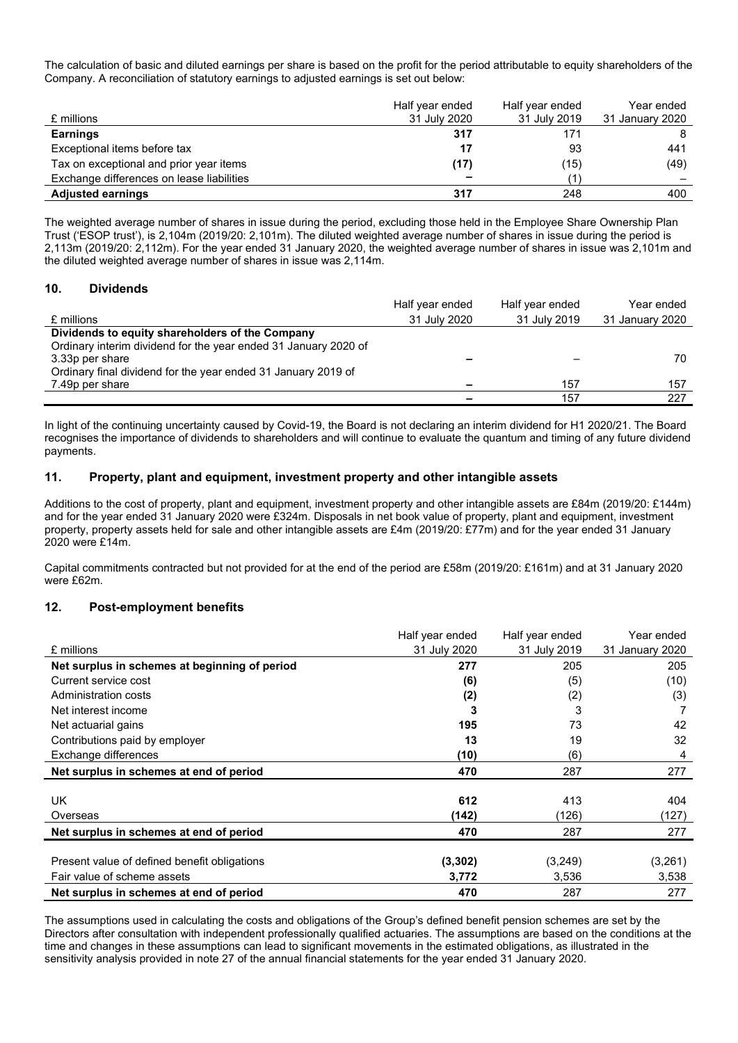The calculation of basic and diluted earnings per share is based on the profit for the period attributable to equity shareholders of the Company. A reconciliation of statutory earnings to adjusted earnings is set out below:

| £ millions | Half year ended 31 July 2020 | Half year ended 31 July 2019 | Year ended 31 January 2020 |
|---|---|---|---|
| **Earnings** | **317** | 171 | 8 |
| Exceptional items before tax | **17** | 93 | 441 |
| Tax on exceptional and prior year items | **(17)** | (15) | (49) |
| Exchange differences on lease liabilities | **–** | (1) | – |
| **Adjusted earnings** | **317** | 248 | 400 |

The weighted average number of shares in issue during the period, excluding those held in the Employee Share Ownership Plan Trust ('ESOP trust'), is 2,104m (2019/20: 2,101m). The diluted weighted average number of shares in issue during the period is 2,113m (2019/20: 2,112m). For the year ended 31 January 2020, the weighted average number of shares in issue was 2,101m and the diluted weighted average number of shares in issue was 2,114m.

## 10. Dividends

| £ millions | Half year ended 31 July 2020 | Half year ended 31 July 2019 | Year ended 31 January 2020 |
|---|---|---|---|
| **Dividends to equity shareholders of the Company** | | | |
| Ordinary interim dividend for the year ended 31 January 2020 of 3.33p per share | **–** | – | 70 |
| Ordinary final dividend for the year ended 31 January 2019 of 7.49p per share | **–** | 157 | 157 |
| | **–** | 157 | 227 |

In light of the continuing uncertainty caused by Covid-19, the Board is not declaring an interim dividend for H1 2020/21. The Board recognises the importance of dividends to shareholders and will continue to evaluate the quantum and timing of any future dividend payments.

## 11. Property, plant and equipment, investment property and other intangible assets

Additions to the cost of property, plant and equipment, investment property and other intangible assets are £84m (2019/20: £144m) and for the year ended 31 January 2020 were £324m. Disposals in net book value of property, plant and equipment, investment property, property assets held for sale and other intangible assets are £4m (2019/20: £77m) and for the year ended 31 January 2020 were £14m.

Capital commitments contracted but not provided for at the end of the period are £58m (2019/20: £161m) and at 31 January 2020 were £62m.

## 12. Post-employment benefits

| £ millions | Half year ended 31 July 2020 | Half year ended 31 July 2019 | Year ended 31 January 2020 |
|---|---|---|---|
| **Net surplus in schemes at beginning of period** | **277** | 205 | 205 |
| Current service cost | **(6)** | (5) | (10) |
| Administration costs | **(2)** | (2) | (3) |
| Net interest income | **3** | 3 | 7 |
| Net actuarial gains | **195** | 73 | 42 |
| Contributions paid by employer | **13** | 19 | 32 |
| Exchange differences | **(10)** | (6) | 4 |
| **Net surplus in schemes at end of period** | **470** | 287 | 277 |
| | | | |
| UK | **612** | 413 | 404 |
| Overseas | **(142)** | (126) | (127) |
| **Net surplus in schemes at end of period** | **470** | 287 | 277 |
| | | | |
| Present value of defined benefit obligations | **(3,302)** | (3,249) | (3,261) |
| Fair value of scheme assets | **3,772** | 3,536 | 3,538 |
| **Net surplus in schemes at end of period** | **470** | 287 | 277 |

The assumptions used in calculating the costs and obligations of the Group's defined benefit pension schemes are set by the Directors after consultation with independent professionally qualified actuaries. The assumptions are based on the conditions at the time and changes in these assumptions can lead to significant movements in the estimated obligations, as illustrated in the sensitivity analysis provided in note 27 of the annual financial statements for the year ended 31 January 2020.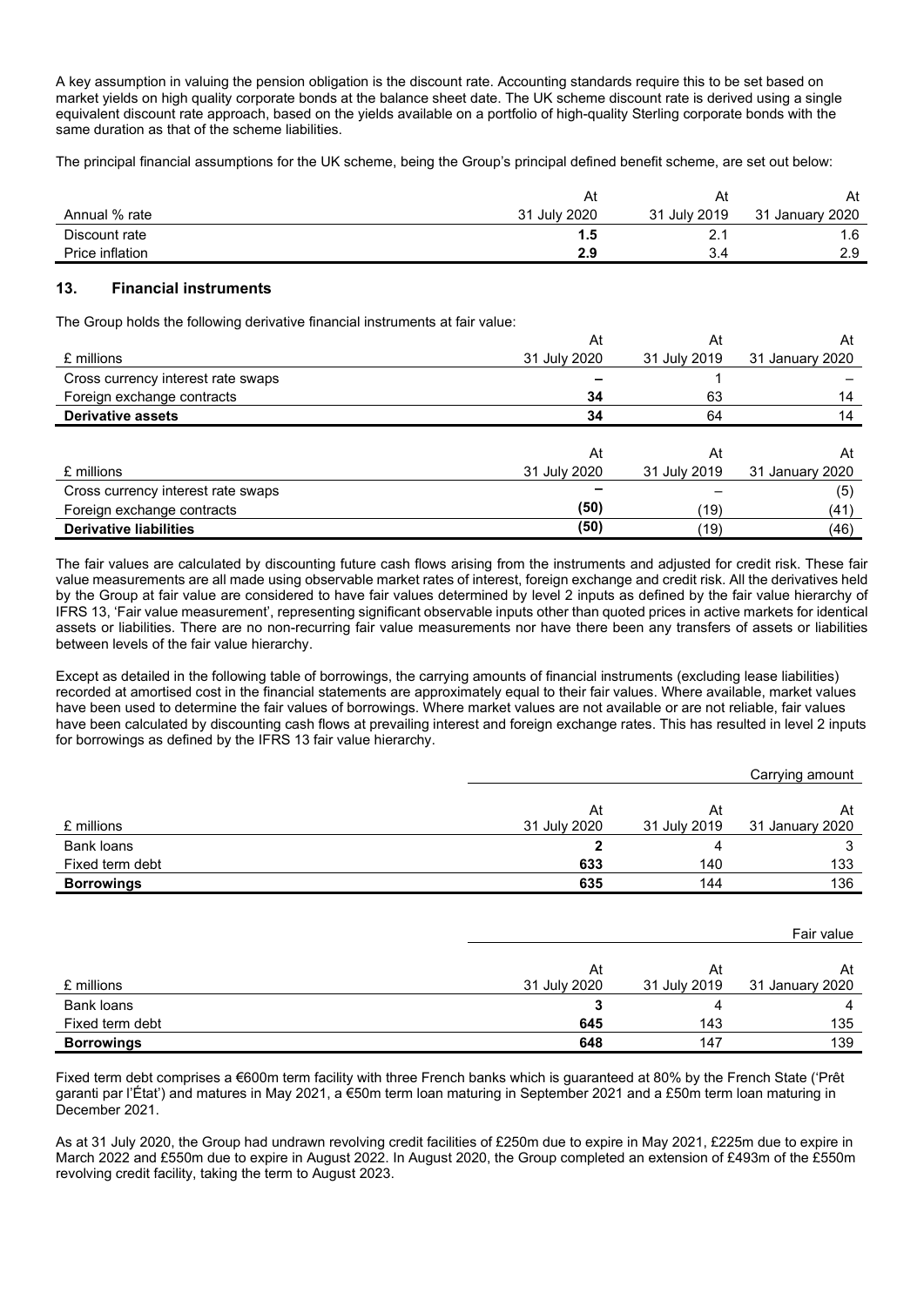A key assumption in valuing the pension obligation is the discount rate. Accounting standards require this to be set based on market yields on high quality corporate bonds at the balance sheet date. The UK scheme discount rate is derived using a single equivalent discount rate approach, based on the yields available on a portfolio of high-quality Sterling corporate bonds with the same duration as that of the scheme liabilities.

The principal financial assumptions for the UK scheme, being the Group's principal defined benefit scheme, are set out below:

| Annual % rate | At 31 July 2020 | At 31 July 2019 | At 31 January 2020 |
|---|---|---|---|
| Discount rate | **1.5** | 2.1 | 1.6 |
| Price inflation | **2.9** | 3.4 | 2.9 |

## 13. Financial instruments

The Group holds the following derivative financial instruments at fair value:

| £ millions | At 31 July 2020 | At 31 July 2019 | At 31 January 2020 |
|---|---|---|---|
| Cross currency interest rate swaps | **–** | 1 | – |
| Foreign exchange contracts | **34** | 63 | 14 |
| **Derivative assets** | **34** | 64 | 14 |

| £ millions | At 31 July 2020 | At 31 July 2019 | At 31 January 2020 |
|---|---|---|---|
| Cross currency interest rate swaps | **–** | – | (5) |
| Foreign exchange contracts | **(50)** | (19) | (41) |
| **Derivative liabilities** | **(50)** | (19) | (46) |

The fair values are calculated by discounting future cash flows arising from the instruments and adjusted for credit risk. These fair value measurements are all made using observable market rates of interest, foreign exchange and credit risk. All the derivatives held by the Group at fair value are considered to have fair values determined by level 2 inputs as defined by the fair value hierarchy of IFRS 13, 'Fair value measurement', representing significant observable inputs other than quoted prices in active markets for identical assets or liabilities. There are no non-recurring fair value measurements nor have there been any transfers of assets or liabilities between levels of the fair value hierarchy.

Except as detailed in the following table of borrowings, the carrying amounts of financial instruments (excluding lease liabilities) recorded at amortised cost in the financial statements are approximately equal to their fair values. Where available, market values have been used to determine the fair values of borrowings. Where market values are not available or are not reliable, fair values have been calculated by discounting cash flows at prevailing interest and foreign exchange rates. This has resulted in level 2 inputs for borrowings as defined by the IFRS 13 fair value hierarchy.

| | | | Carrying amount |
|---|---|---|---|
| £ millions | At 31 July 2020 | At 31 July 2019 | At 31 January 2020 |
| Bank loans | **2** | 4 | 3 |
| Fixed term debt | **633** | 140 | 133 |
| **Borrowings** | **635** | 144 | 136 |

| | | | Fair value |
|---|---|---|---|
| £ millions | At 31 July 2020 | At 31 July 2019 | At 31 January 2020 |
| Bank loans | **3** | 4 | 4 |
| Fixed term debt | **645** | 143 | 135 |
| **Borrowings** | **648** | 147 | 139 |

Fixed term debt comprises a €600m term facility with three French banks which is guaranteed at 80% by the French State ('Prêt garanti par l'État') and matures in May 2021, a €50m term loan maturing in September 2021 and a £50m term loan maturing in December 2021.

As at 31 July 2020, the Group had undrawn revolving credit facilities of £250m due to expire in May 2021, £225m due to expire in March 2022 and £550m due to expire in August 2022. In August 2020, the Group completed an extension of £493m of the £550m revolving credit facility, taking the term to August 2023.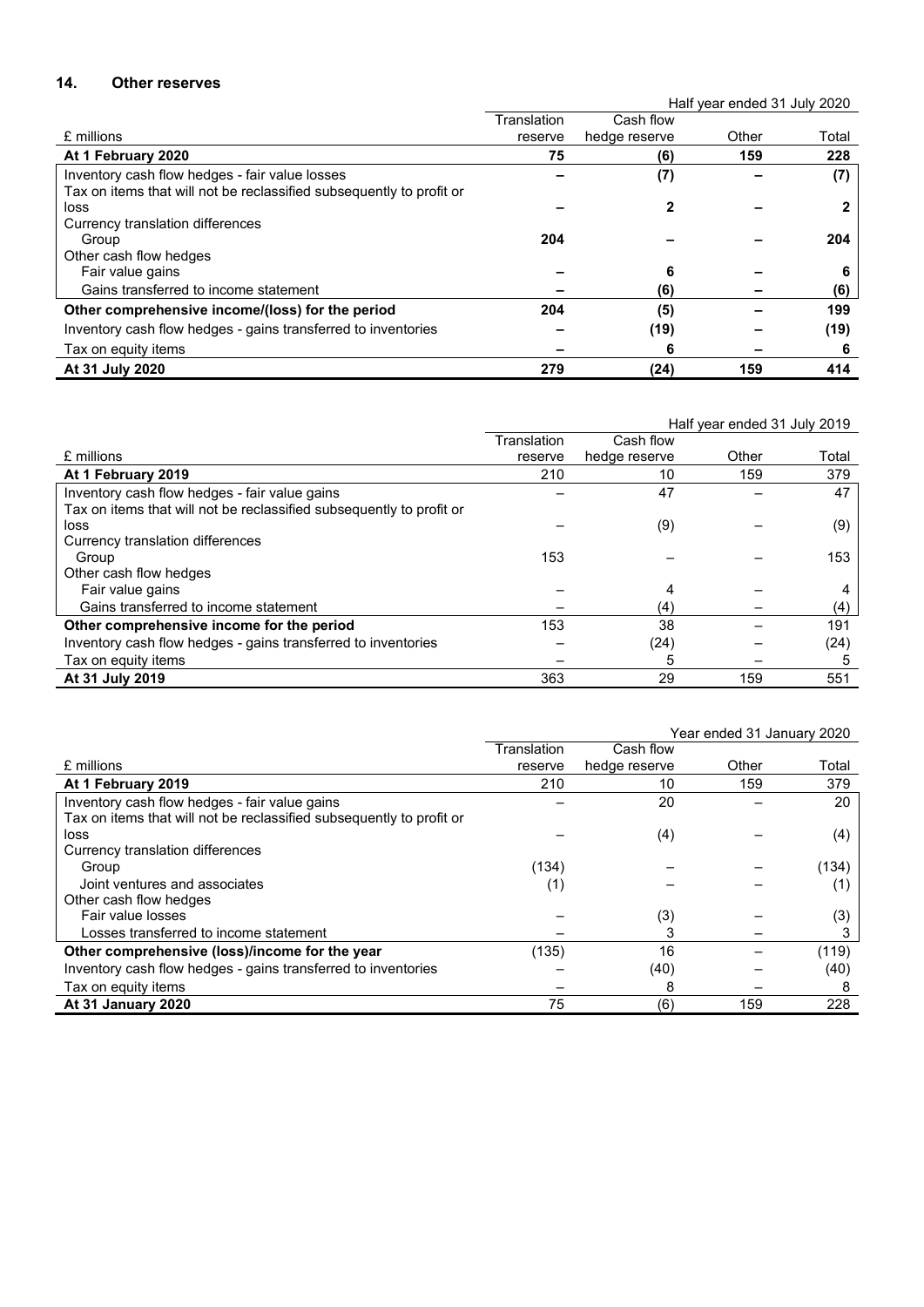## 14. Other reserves

| £ millions | Translation reserve | Cash flow hedge reserve | Other | Total |
|---|---|---|---|---|
| | | | | Half year ended 31 July 2020 |
| **At 1 February 2020** | **75** | **(6)** | **159** | **228** |
| Inventory cash flow hedges - fair value losses | **–** | **(7)** | **–** | **(7)** |
| Tax on items that will not be reclassified subsequently to profit or loss | **–** | **2** | **–** | **2** |
| Currency translation differences | | | | |
| Group | **204** | **–** | **–** | **204** |
| Other cash flow hedges | | | | |
| Fair value gains | **–** | **6** | **–** | **6** |
| Gains transferred to income statement | **–** | **(6)** | **–** | **(6)** |
| **Other comprehensive income/(loss) for the period** | **204** | **(5)** | **–** | **199** |
| Inventory cash flow hedges - gains transferred to inventories | **–** | **(19)** | **–** | **(19)** |
| Tax on equity items | **–** | **6** | **–** | **6** |
| **At 31 July 2020** | **279** | **(24)** | **159** | **414** |

| £ millions | Translation reserve | Cash flow hedge reserve | Other | Total |
|---|---|---|---|---|
| | | | | Half year ended 31 July 2019 |
| **At 1 February 2019** | 210 | 10 | 159 | 379 |
| Inventory cash flow hedges - fair value gains | – | 47 | – | 47 |
| Tax on items that will not be reclassified subsequently to profit or loss | – | (9) | – | (9) |
| Currency translation differences | | | | |
| Group | 153 | – | – | 153 |
| Other cash flow hedges | | | | |
| Fair value gains | – | 4 | – | 4 |
| Gains transferred to income statement | – | (4) | – | (4) |
| **Other comprehensive income for the period** | 153 | 38 | – | 191 |
| Inventory cash flow hedges - gains transferred to inventories | – | (24) | – | (24) |
| Tax on equity items | – | 5 | – | 5 |
| **At 31 July 2019** | 363 | 29 | 159 | 551 |

| £ millions | Translation reserve | Cash flow hedge reserve | Other | Total |
|---|---|---|---|---|
| | | | | Year ended 31 January 2020 |
| **At 1 February 2019** | 210 | 10 | 159 | 379 |
| Inventory cash flow hedges - fair value gains | – | 20 | – | 20 |
| Tax on items that will not be reclassified subsequently to profit or loss | – | (4) | – | (4) |
| Currency translation differences | | | | |
| Group | (134) | – | – | (134) |
| Joint ventures and associates | (1) | – | – | (1) |
| Other cash flow hedges | | | | |
| Fair value losses | – | (3) | – | (3) |
| Losses transferred to income statement | – | 3 | – | 3 |
| **Other comprehensive (loss)/income for the year** | (135) | 16 | – | (119) |
| Inventory cash flow hedges - gains transferred to inventories | – | (40) | – | (40) |
| Tax on equity items | – | 8 | – | 8 |
| **At 31 January 2020** | 75 | (6) | 159 | 228 |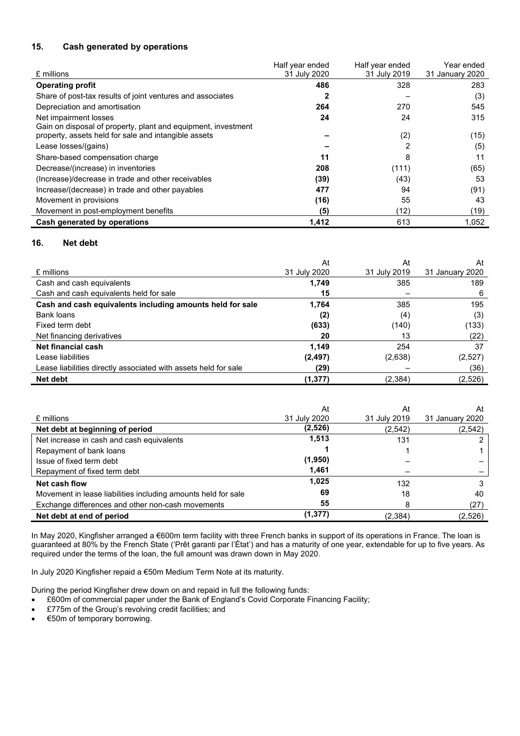## 15. Cash generated by operations

| £ millions | Half year ended 31 July 2020 | Half year ended 31 July 2019 | Year ended 31 January 2020 |
|---|---|---|---|
| **Operating profit** | **486** | 328 | 283 |
| Share of post-tax results of joint ventures and associates | **2** | – | (3) |
| Depreciation and amortisation | **264** | 270 | 545 |
| Net impairment losses | **24** | 24 | 315 |
| Gain on disposal of property, plant and equipment, investment property, assets held for sale and intangible assets | **–** | (2) | (15) |
| Lease losses/(gains) | **–** | 2 | (5) |
| Share-based compensation charge | **11** | 8 | 11 |
| Decrease/(increase) in inventories | **208** | (111) | (65) |
| (Increase)/decrease in trade and other receivables | **(39)** | (43) | 53 |
| Increase/(decrease) in trade and other payables | **477** | 94 | (91) |
| Movement in provisions | **(16)** | 55 | 43 |
| Movement in post-employment benefits | **(5)** | (12) | (19) |
| **Cash generated by operations** | **1,412** | 613 | 1,052 |

## 16. Net debt

| £ millions | At 31 July 2020 | At 31 July 2019 | At 31 January 2020 |
|---|---|---|---|
| Cash and cash equivalents | **1,749** | 385 | 189 |
| Cash and cash equivalents held for sale | **15** | – | 6 |
| **Cash and cash equivalents including amounts held for sale** | **1,764** | 385 | 195 |
| Bank loans | **(2)** | (4) | (3) |
| Fixed term debt | **(633)** | (140) | (133) |
| Net financing derivatives | **20** | 13 | (22) |
| **Net financial cash** | **1,149** | 254 | 37 |
| Lease liabilities | **(2,497)** | (2,638) | (2,527) |
| Lease liabilities directly associated with assets held for sale | **(29)** | – | (36) |
| **Net debt** | **(1,377)** | (2,384) | (2,526) |

| £ millions | At 31 July 2020 | At 31 July 2019 | At 31 January 2020 |
|---|---|---|---|
| **Net debt at beginning of period** | **(2,526)** | (2,542) | (2,542) |
| Net increase in cash and cash equivalents | **1,513** | 131 | 2 |
| Repayment of bank loans | **1** | 1 | 1 |
| Issue of fixed term debt | **(1,950)** | – | – |
| Repayment of fixed term debt | **1,461** | – | – |
| **Net cash flow** | **1,025** | 132 | 3 |
| Movement in lease liabilities including amounts held for sale | **69** | 18 | 40 |
| Exchange differences and other non-cash movements | **55** | 8 | (27) |
| **Net debt at end of period** | **(1,377)** | (2,384) | (2,526) |

In May 2020, Kingfisher arranged a €600m term facility with three French banks in support of its operations in France. The loan is guaranteed at 80% by the French State ('Prêt garanti par l'État') and has a maturity of one year, extendable for up to five years. As required under the terms of the loan, the full amount was drawn down in May 2020.

In July 2020 Kingfisher repaid a €50m Medium Term Note at its maturity.

During the period Kingfisher drew down on and repaid in full the following funds:

- £600m of commercial paper under the Bank of England's Covid Corporate Financing Facility;
- £775m of the Group's revolving credit facilities; and
- €50m of temporary borrowing.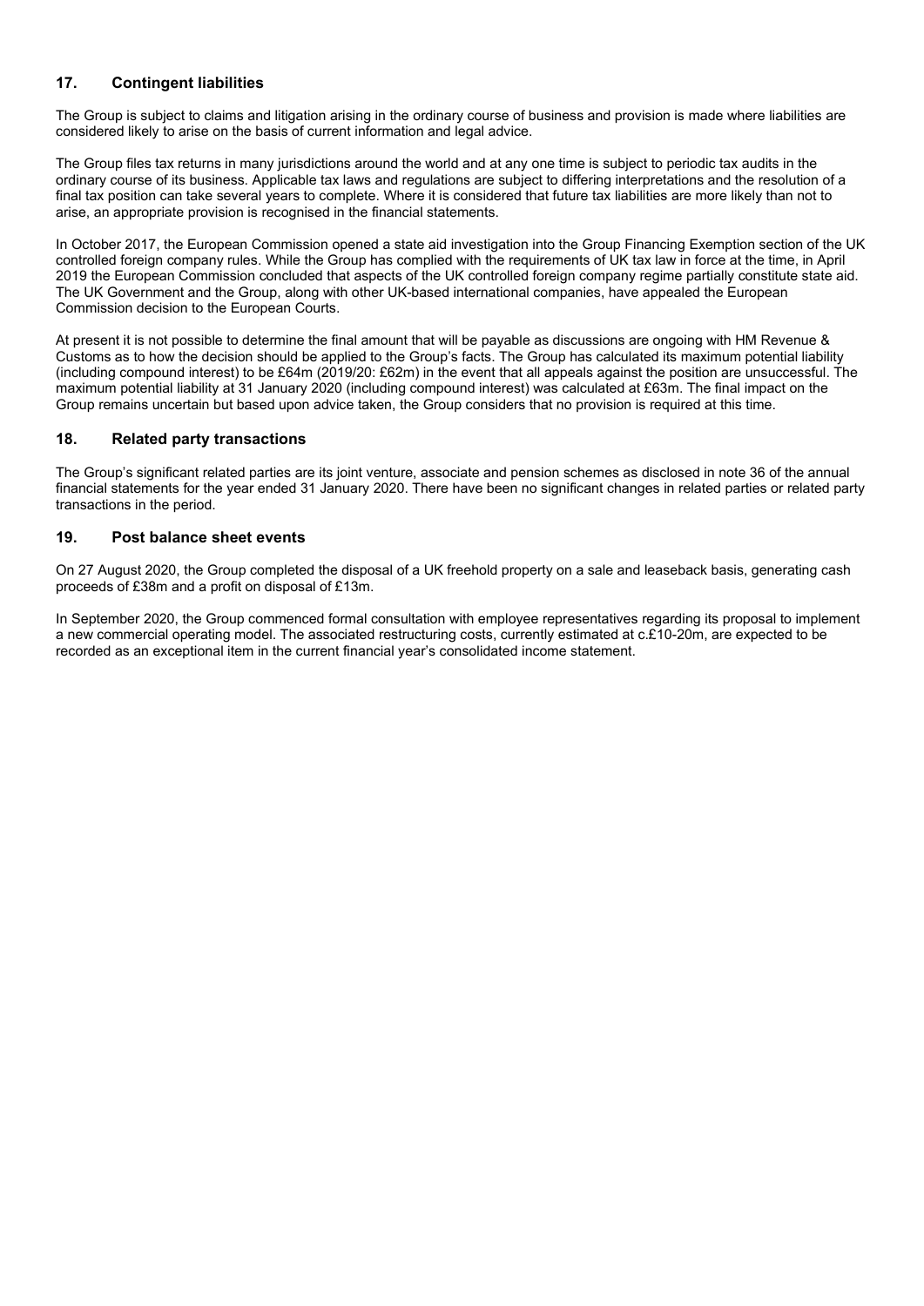## 17. Contingent liabilities

The Group is subject to claims and litigation arising in the ordinary course of business and provision is made where liabilities are considered likely to arise on the basis of current information and legal advice.

The Group files tax returns in many jurisdictions around the world and at any one time is subject to periodic tax audits in the ordinary course of its business. Applicable tax laws and regulations are subject to differing interpretations and the resolution of a final tax position can take several years to complete. Where it is considered that future tax liabilities are more likely than not to arise, an appropriate provision is recognised in the financial statements.

In October 2017, the European Commission opened a state aid investigation into the Group Financing Exemption section of the UK controlled foreign company rules. While the Group has complied with the requirements of UK tax law in force at the time, in April 2019 the European Commission concluded that aspects of the UK controlled foreign company regime partially constitute state aid. The UK Government and the Group, along with other UK-based international companies, have appealed the European Commission decision to the European Courts.

At present it is not possible to determine the final amount that will be payable as discussions are ongoing with HM Revenue & Customs as to how the decision should be applied to the Group's facts. The Group has calculated its maximum potential liability (including compound interest) to be £64m (2019/20: £62m) in the event that all appeals against the position are unsuccessful. The maximum potential liability at 31 January 2020 (including compound interest) was calculated at £63m. The final impact on the Group remains uncertain but based upon advice taken, the Group considers that no provision is required at this time.

## 18. Related party transactions

The Group's significant related parties are its joint venture, associate and pension schemes as disclosed in note 36 of the annual financial statements for the year ended 31 January 2020. There have been no significant changes in related parties or related party transactions in the period.

## 19. Post balance sheet events

On 27 August 2020, the Group completed the disposal of a UK freehold property on a sale and leaseback basis, generating cash proceeds of £38m and a profit on disposal of £13m.

In September 2020, the Group commenced formal consultation with employee representatives regarding its proposal to implement a new commercial operating model. The associated restructuring costs, currently estimated at c.£10-20m, are expected to be recorded as an exceptional item in the current financial year's consolidated income statement.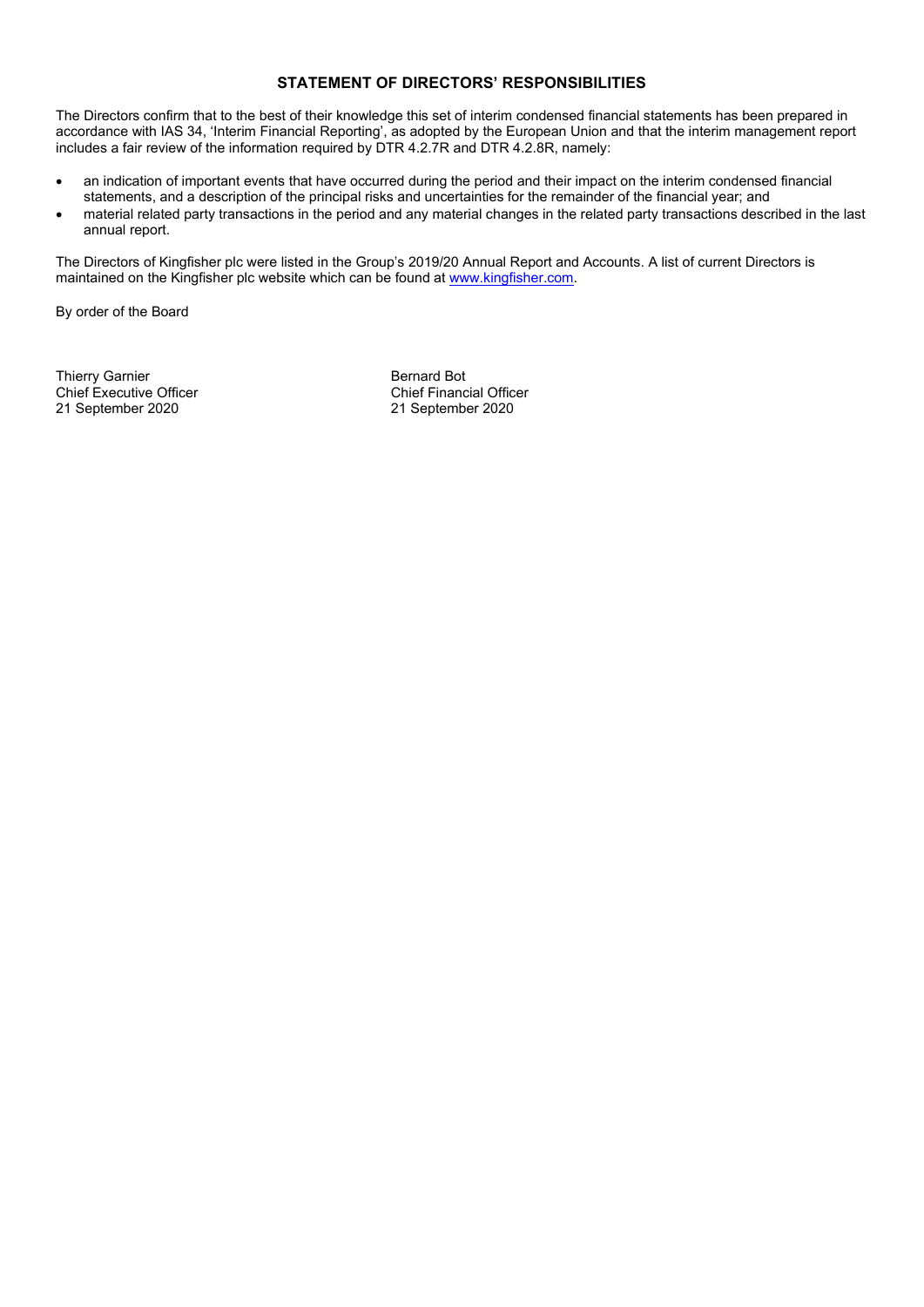## STATEMENT OF DIRECTORS' RESPONSIBILITIES

The Directors confirm that to the best of their knowledge this set of interim condensed financial statements has been prepared in accordance with IAS 34, 'Interim Financial Reporting', as adopted by the European Union and that the interim management report includes a fair review of the information required by DTR 4.2.7R and DTR 4.2.8R, namely:

- an indication of important events that have occurred during the period and their impact on the interim condensed financial statements, and a description of the principal risks and uncertainties for the remainder of the financial year; and
- material related party transactions in the period and any material changes in the related party transactions described in the last annual report.

The Directors of Kingfisher plc were listed in the Group's 2019/20 Annual Report and Accounts. A list of current Directors is maintained on the Kingfisher plc website which can be found at www.kingfisher.com.

By order of the Board

Thierry Garnier
Chief Executive Officer
21 September 2020

Bernard Bot
Chief Financial Officer
21 September 2020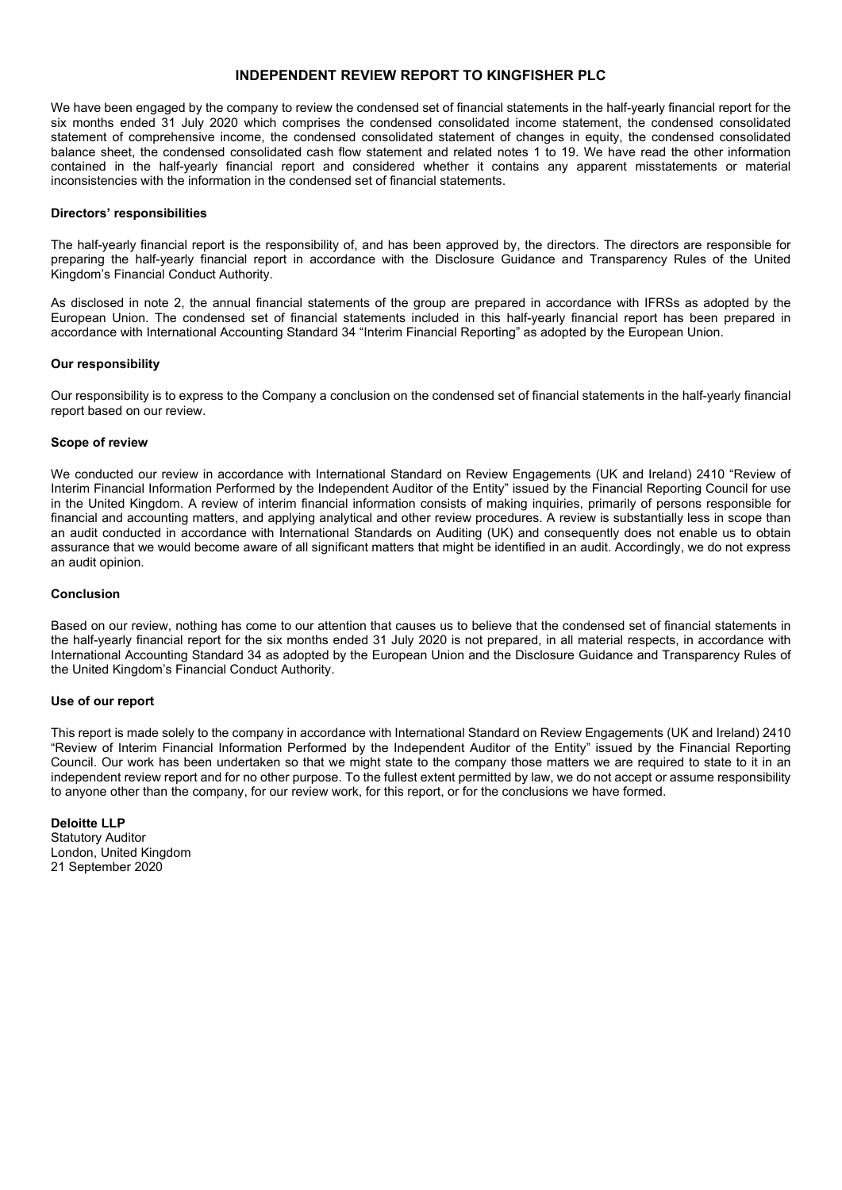# INDEPENDENT REVIEW REPORT TO KINGFISHER PLC

We have been engaged by the company to review the condensed set of financial statements in the half-yearly financial report for the six months ended 31 July 2020 which comprises the condensed consolidated income statement, the condensed consolidated statement of comprehensive income, the condensed consolidated statement of changes in equity, the condensed consolidated balance sheet, the condensed consolidated cash flow statement and related notes 1 to 19. We have read the other information contained in the half-yearly financial report and considered whether it contains any apparent misstatements or material inconsistencies with the information in the condensed set of financial statements.

### Directors' responsibilities

The half-yearly financial report is the responsibility of, and has been approved by, the directors. The directors are responsible for preparing the half-yearly financial report in accordance with the Disclosure Guidance and Transparency Rules of the United Kingdom's Financial Conduct Authority.

As disclosed in note 2, the annual financial statements of the group are prepared in accordance with IFRSs as adopted by the European Union. The condensed set of financial statements included in this half-yearly financial report has been prepared in accordance with International Accounting Standard 34 "Interim Financial Reporting" as adopted by the European Union.

### Our responsibility

Our responsibility is to express to the Company a conclusion on the condensed set of financial statements in the half-yearly financial report based on our review.

### Scope of review

We conducted our review in accordance with International Standard on Review Engagements (UK and Ireland) 2410 "Review of Interim Financial Information Performed by the Independent Auditor of the Entity" issued by the Financial Reporting Council for use in the United Kingdom. A review of interim financial information consists of making inquiries, primarily of persons responsible for financial and accounting matters, and applying analytical and other review procedures. A review is substantially less in scope than an audit conducted in accordance with International Standards on Auditing (UK) and consequently does not enable us to obtain assurance that we would become aware of all significant matters that might be identified in an audit. Accordingly, we do not express an audit opinion.

### Conclusion

Based on our review, nothing has come to our attention that causes us to believe that the condensed set of financial statements in the half-yearly financial report for the six months ended 31 July 2020 is not prepared, in all material respects, in accordance with International Accounting Standard 34 as adopted by the European Union and the Disclosure Guidance and Transparency Rules of the United Kingdom's Financial Conduct Authority.

### Use of our report

This report is made solely to the company in accordance with International Standard on Review Engagements (UK and Ireland) 2410 "Review of Interim Financial Information Performed by the Independent Auditor of the Entity" issued by the Financial Reporting Council. Our work has been undertaken so that we might state to the company those matters we are required to state to it in an independent review report and for no other purpose. To the fullest extent permitted by law, we do not accept or assume responsibility to anyone other than the company, for our review work, for this report, or for the conclusions we have formed.

**Deloitte LLP**
Statutory Auditor
London, United Kingdom
21 September 2020